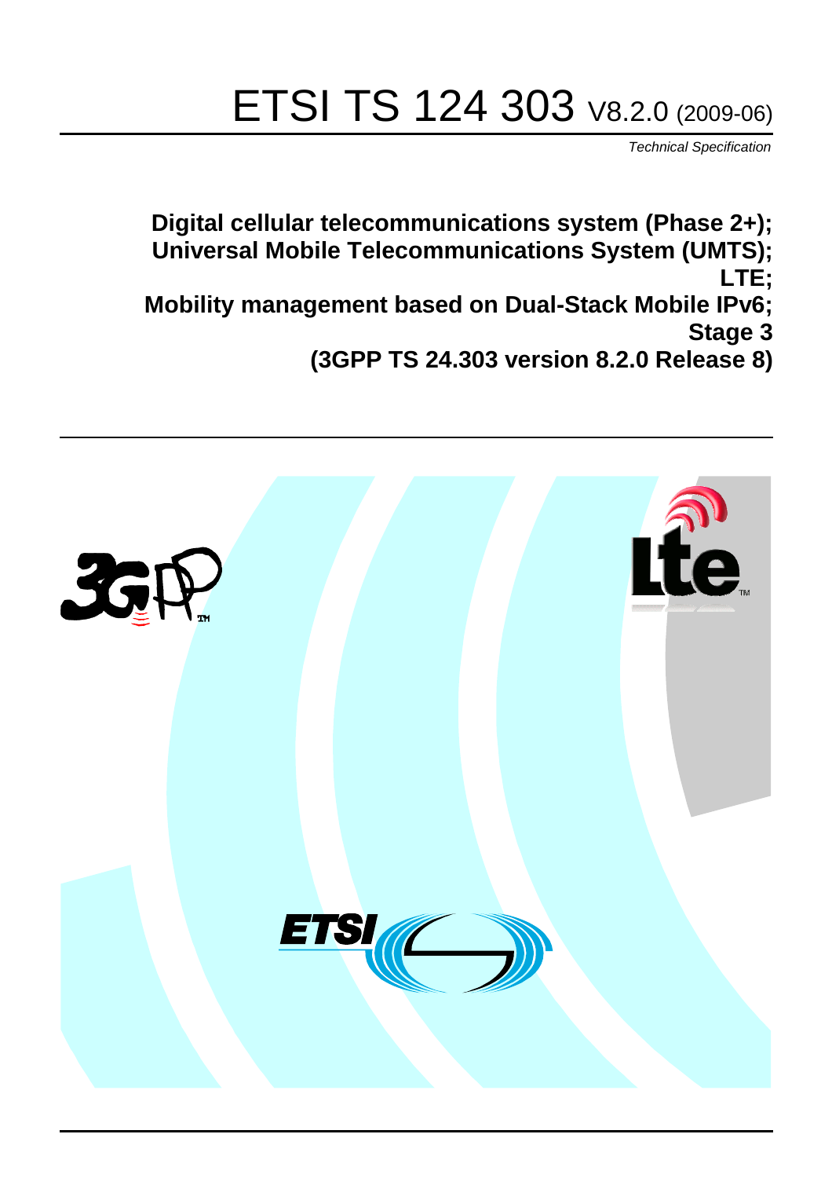# ETSI TS 124 303 V8.2.0 (2009-06)

*Technical Specification*

**Digital cellular telecommunications system (Phase 2+); Universal Mobile Telecommunications System (UMTS); LTE; Mobility management based on Dual-Stack Mobile IPv6; Stage 3 (3GPP TS 24.303 version 8.2.0 Release 8)**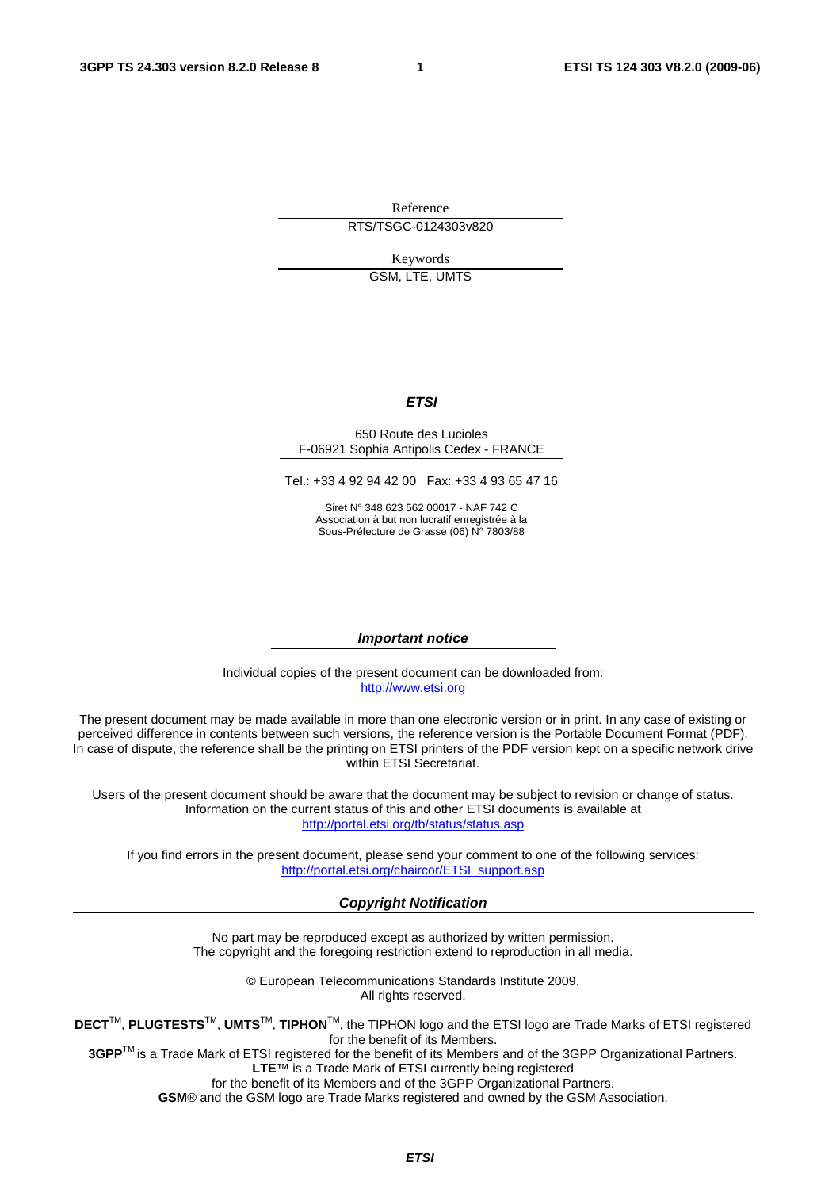Reference

RTS/TSGC-0124303v820

Keywords

GSM, LTE, UMTS

***ETSI***

650 Route des Lucioles
F-06921 Sophia Antipolis Cedex - FRANCE

Tel.: +33 4 92 94 42 00 Fax: +33 4 93 65 47 16

Siret N° 348 623 562 00017 - NAF 742 C
Association à but non lucratif enregistrée à la
Sous-Préfecture de Grasse (06) N° 7803/88

***Important notice***

Individual copies of the present document can be downloaded from:
http://www.etsi.org

The present document may be made available in more than one electronic version or in print. In any case of existing or perceived difference in contents between such versions, the reference version is the Portable Document Format (PDF). In case of dispute, the reference shall be the printing on ETSI printers of the PDF version kept on a specific network drive within ETSI Secretariat.

Users of the present document should be aware that the document may be subject to revision or change of status. Information on the current status of this and other ETSI documents is available at
http://portal.etsi.org/tb/status/status.asp

If you find errors in the present document, please send your comment to one of the following services:
http://portal.etsi.org/chaircor/ETSI_support.asp

***Copyright Notification***

No part may be reproduced except as authorized by written permission.
The copyright and the foregoing restriction extend to reproduction in all media.

© European Telecommunications Standards Institute 2009.
All rights reserved.

**DECT**™, **PLUGTESTS**™, **UMTS**™, **TIPHON**™, the TIPHON logo and the ETSI logo are Trade Marks of ETSI registered for the benefit of its Members.
**3GPP**™ is a Trade Mark of ETSI registered for the benefit of its Members and of the 3GPP Organizational Partners.
**LTE**™ is a Trade Mark of ETSI currently being registered
for the benefit of its Members and of the 3GPP Organizational Partners.
**GSM**® and the GSM logo are Trade Marks registered and owned by the GSM Association.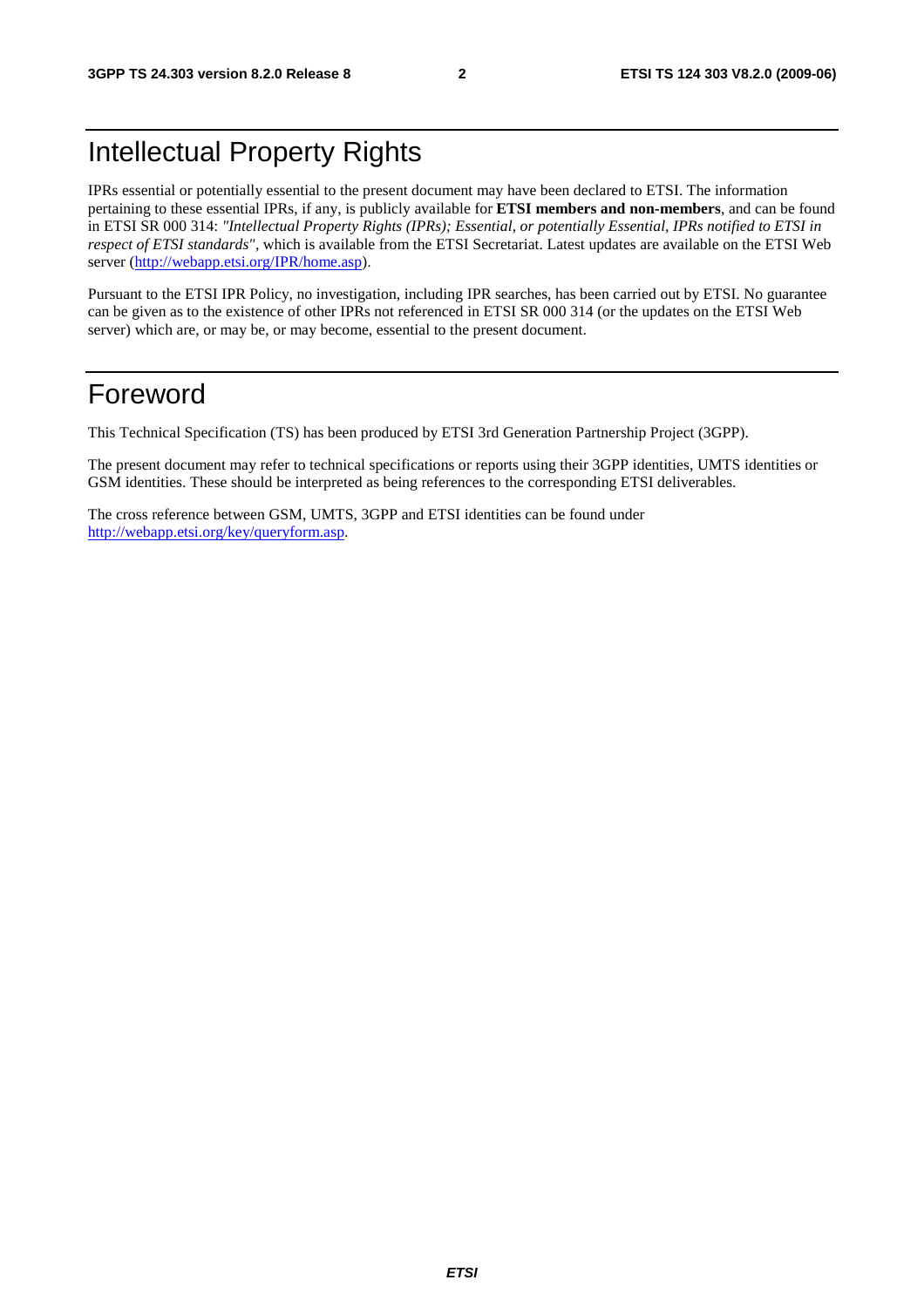# Intellectual Property Rights

IPRs essential or potentially essential to the present document may have been declared to ETSI. The information pertaining to these essential IPRs, if any, is publicly available for **ETSI members and non-members**, and can be found in ETSI SR 000 314: *"Intellectual Property Rights (IPRs); Essential, or potentially Essential, IPRs notified to ETSI in respect of ETSI standards"*, which is available from the ETSI Secretariat. Latest updates are available on the ETSI Web server (http://webapp.etsi.org/IPR/home.asp).

Pursuant to the ETSI IPR Policy, no investigation, including IPR searches, has been carried out by ETSI. No guarantee can be given as to the existence of other IPRs not referenced in ETSI SR 000 314 (or the updates on the ETSI Web server) which are, or may be, or may become, essential to the present document.

# Foreword

This Technical Specification (TS) has been produced by ETSI 3rd Generation Partnership Project (3GPP).

The present document may refer to technical specifications or reports using their 3GPP identities, UMTS identities or GSM identities. These should be interpreted as being references to the corresponding ETSI deliverables.

The cross reference between GSM, UMTS, 3GPP and ETSI identities can be found under http://webapp.etsi.org/key/queryform.asp.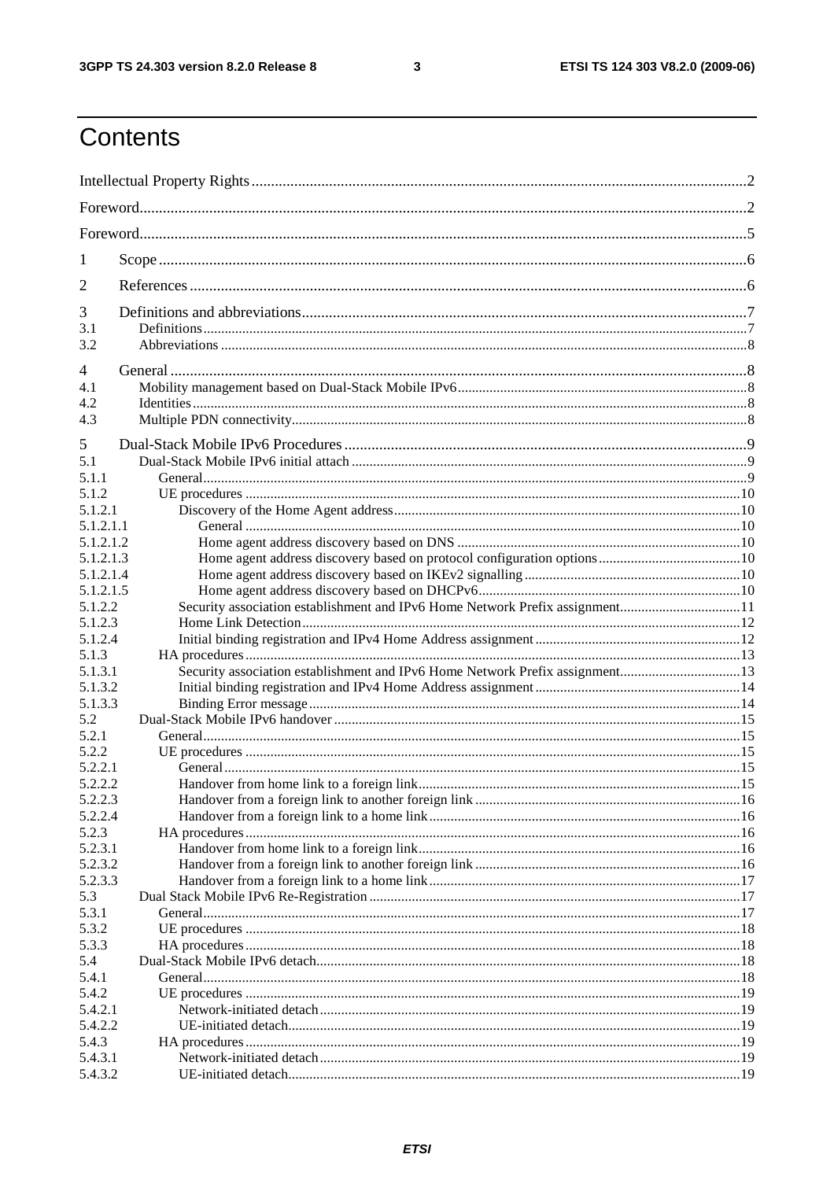# Contents

Intellectual Property Rights ........................................................................................................................ 2

Foreword ..................................................................................................................................................... 2

Foreword ..................................................................................................................................................... 5

1 Scope ....................................................................................................................................................... 6

2 References ............................................................................................................................................... 6

3 Definitions and abbreviations .................................................................................................................. 7
3.1 Definitions ............................................................................................................................................ 7
3.2 Abbreviations ....................................................................................................................................... 8

4 General .................................................................................................................................................... 8
4.1 Mobility management based on Dual-Stack Mobile IPv6 .................................................................... 8
4.2 Identities ............................................................................................................................................... 8
4.3 Multiple PDN connectivity ................................................................................................................... 8

5 Dual-Stack Mobile IPv6 Procedures ........................................................................................................ 9
5.1 Dual-Stack Mobile IPv6 initial attach .................................................................................................. 9
5.1.1 General ............................................................................................................................................. 9
5.1.2 UE procedures ................................................................................................................................ 10
5.1.2.1 Discovery of the Home Agent address ........................................................................................ 10
5.1.2.1.1 General ..................................................................................................................................... 10
5.1.2.1.2 Home agent address discovery based on DNS ......................................................................... 10
5.1.2.1.3 Home agent address discovery based on protocol configuration options ................................ 10
5.1.2.1.4 Home agent address discovery based on IKEv2 signalling ...................................................... 10
5.1.2.1.5 Home agent address discovery based on DHCPv6 .................................................................. 10
5.1.2.2 Security association establishment and IPv6 Home Network Prefix assignment ......................... 11
5.1.2.3 Home Link Detection .................................................................................................................. 12
5.1.2.4 Initial binding registration and IPv4 Home Address assignment ................................................ 12
5.1.3 HA procedures ................................................................................................................................ 13
5.1.3.1 Security association establishment and IPv6 Home Network Prefix assignment ......................... 13
5.1.3.2 Initial binding registration and IPv4 Home Address assignment ................................................ 14
5.1.3.3 Binding Error message ................................................................................................................ 14
5.2 Dual-Stack Mobile IPv6 handover ...................................................................................................... 15
5.2.1 General ........................................................................................................................................... 15
5.2.2 UE procedures ................................................................................................................................ 15
5.2.2.1 General ........................................................................................................................................ 15
5.2.2.2 Handover from home link to a foreign link ................................................................................. 15
5.2.2.3 Handover from a foreign link to another foreign link .................................................................. 16
5.2.2.4 Handover from a foreign link to a home link .............................................................................. 16
5.2.3 HA procedures ................................................................................................................................ 16
5.2.3.1 Handover from home link to a foreign link ................................................................................. 16
5.2.3.2 Handover from a foreign link to another foreign link .................................................................. 16
5.2.3.3 Handover from a foreign link to a home link .............................................................................. 17
5.3 Dual Stack Mobile IPv6 Re-Registration ............................................................................................ 17
5.3.1 General ........................................................................................................................................... 17
5.3.2 UE procedures ................................................................................................................................ 18
5.3.3 HA procedures ................................................................................................................................ 18
5.4 Dual-Stack Mobile IPv6 detach .......................................................................................................... 18
5.4.1 General ........................................................................................................................................... 18
5.4.2 UE procedures ................................................................................................................................ 19
5.4.2.1 Network-initiated detach ............................................................................................................. 19
5.4.2.2 UE-initiated detach ...................................................................................................................... 19
5.4.3 HA procedures ................................................................................................................................ 19
5.4.3.1 Network-initiated detach ............................................................................................................. 19
5.4.3.2 UE-initiated detach ...................................................................................................................... 19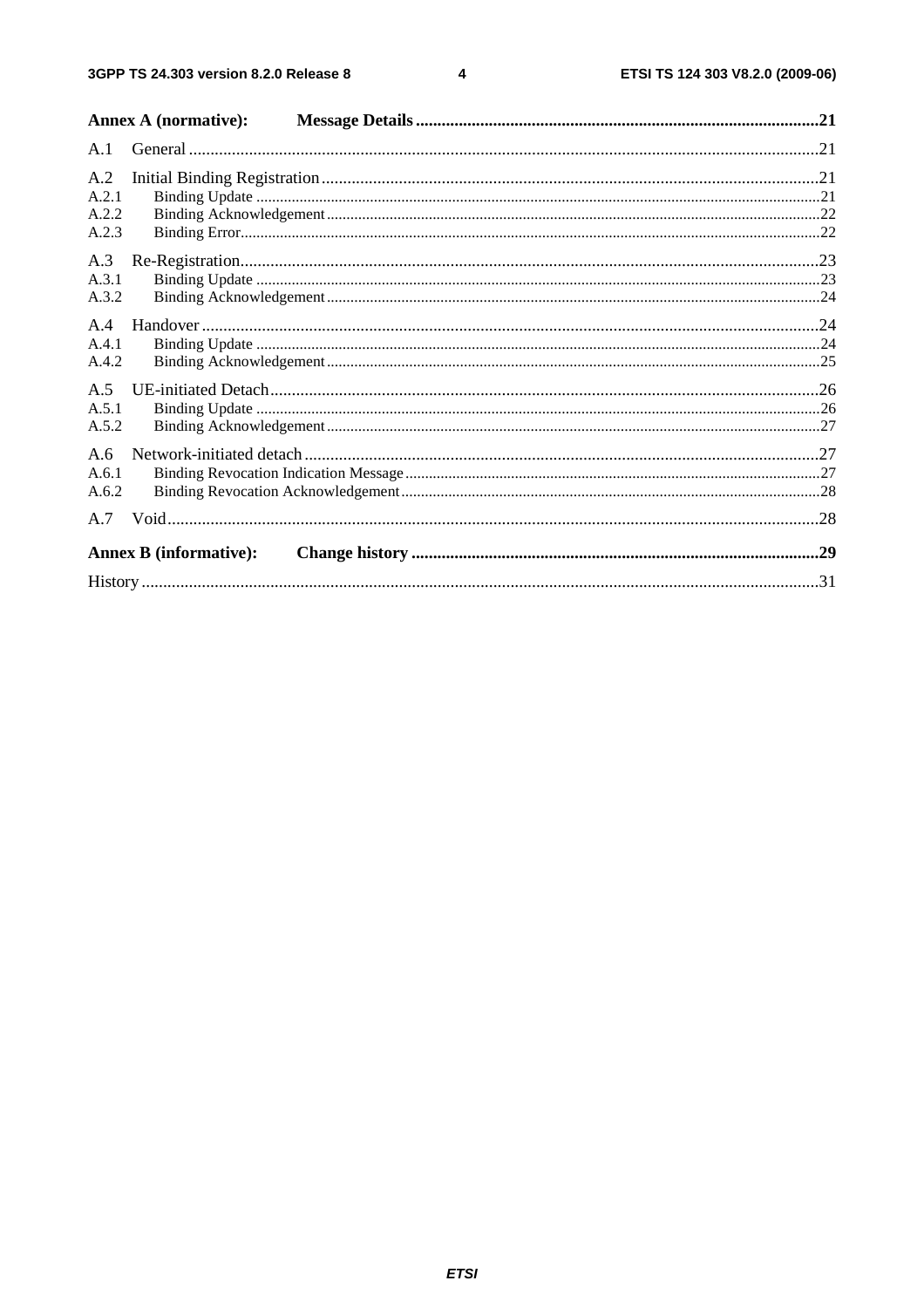Annex A (normative): Message Details ....................................................................................................21

A.1 General .................................................................................................................................................21

A.2 Initial Binding Registration ...................................................................................................................21
A.2.1 Binding Update ................................................................................................................................21
A.2.2 Binding Acknowledgement ..............................................................................................................22
A.2.3 Binding Error....................................................................................................................................22

A.3 Re-Registration .....................................................................................................................................23
A.3.1 Binding Update ................................................................................................................................23
A.3.2 Binding Acknowledgement ..............................................................................................................24

A.4 Handover ..............................................................................................................................................24
A.4.1 Binding Update ................................................................................................................................24
A.4.2 Binding Acknowledgement ..............................................................................................................25

A.5 UE-initiated Detach ..............................................................................................................................26
A.5.1 Binding Update ................................................................................................................................26
A.5.2 Binding Acknowledgement ..............................................................................................................27

A.6 Network-initiated detach .......................................................................................................................27
A.6.1 Binding Revocation Indication Message ..........................................................................................27
A.6.2 Binding Revocation Acknowledgement ...........................................................................................28

A.7 Void .......................................................................................................................................................28

Annex B (informative): Change history ..............................................................................................29

History ............................................................................................................................................................31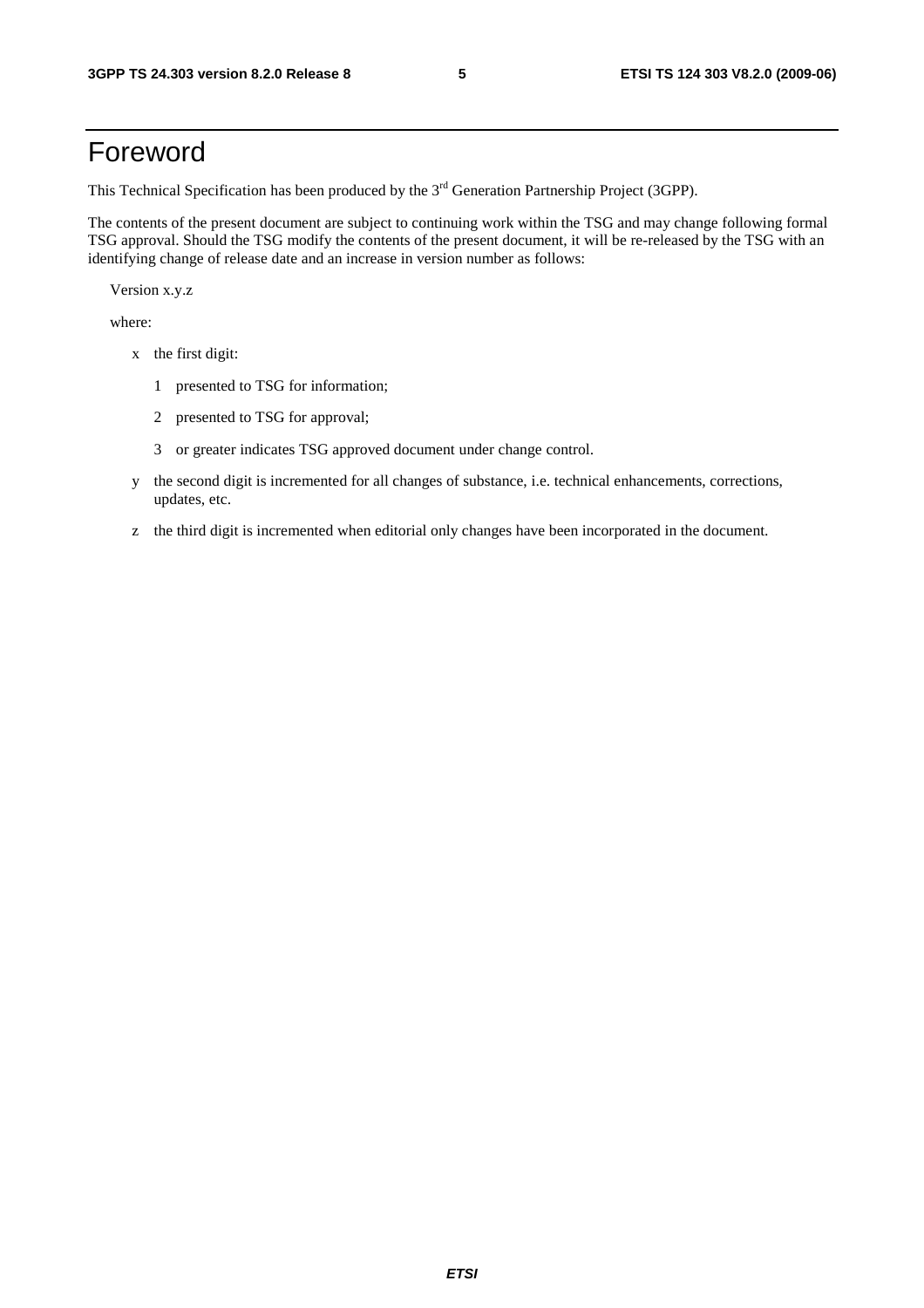# Foreword

This Technical Specification has been produced by the 3rd Generation Partnership Project (3GPP).

The contents of the present document are subject to continuing work within the TSG and may change following formal TSG approval. Should the TSG modify the contents of the present document, it will be re-released by the TSG with an identifying change of release date and an increase in version number as follows:

Version x.y.z

where:

- x the first digit:
  - 1 presented to TSG for information;
  - 2 presented to TSG for approval;
  - 3 or greater indicates TSG approved document under change control.
- y the second digit is incremented for all changes of substance, i.e. technical enhancements, corrections, updates, etc.
- z the third digit is incremented when editorial only changes have been incorporated in the document.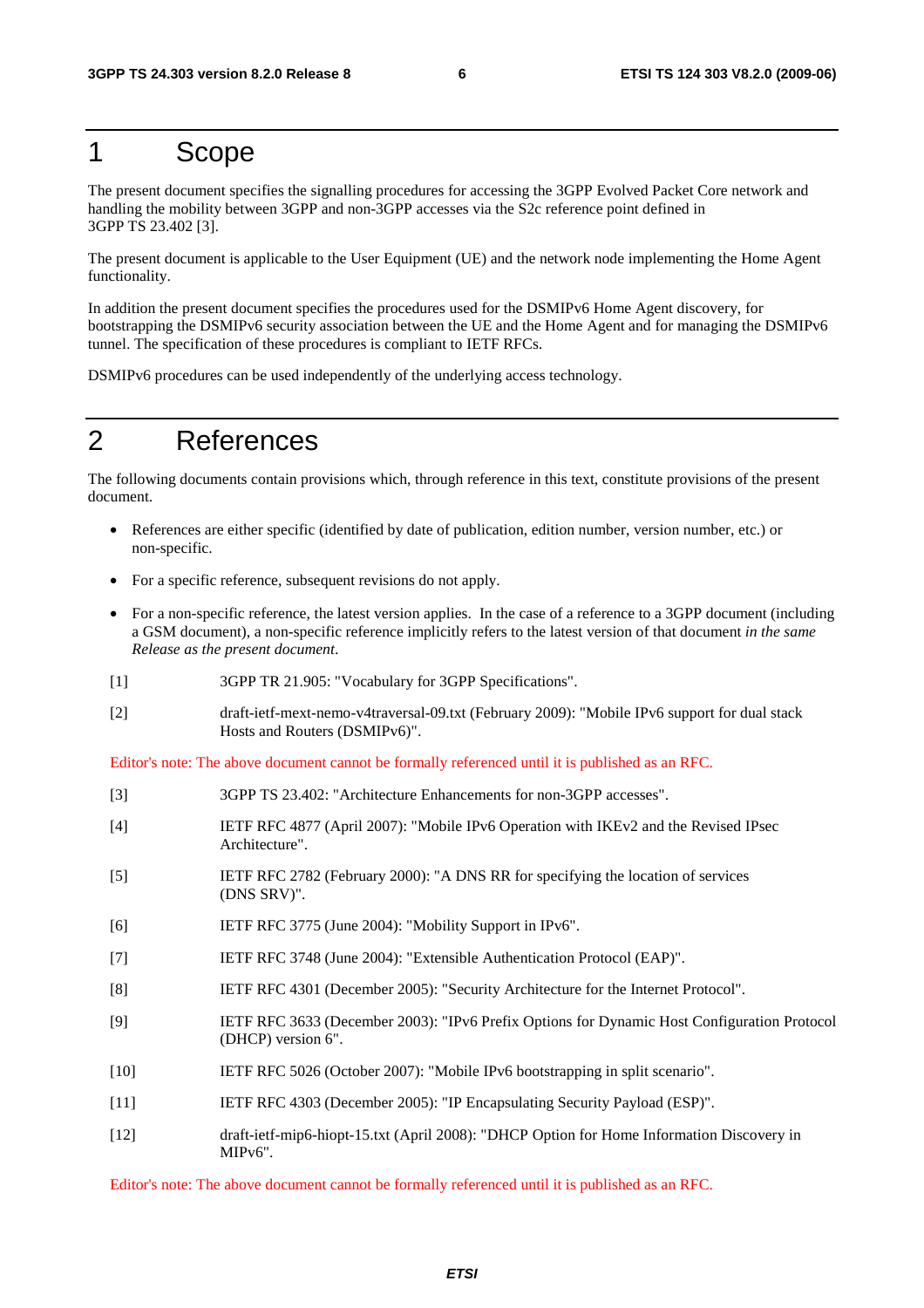# 1 Scope

The present document specifies the signalling procedures for accessing the 3GPP Evolved Packet Core network and handling the mobility between 3GPP and non-3GPP accesses via the S2c reference point defined in 3GPP TS 23.402 [3].

The present document is applicable to the User Equipment (UE) and the network node implementing the Home Agent functionality.

In addition the present document specifies the procedures used for the DSMIPv6 Home Agent discovery, for bootstrapping the DSMIPv6 security association between the UE and the Home Agent and for managing the DSMIPv6 tunnel. The specification of these procedures is compliant to IETF RFCs.

DSMIPv6 procedures can be used independently of the underlying access technology.

# 2 References

The following documents contain provisions which, through reference in this text, constitute provisions of the present document.

- References are either specific (identified by date of publication, edition number, version number, etc.) or non-specific.
- For a specific reference, subsequent revisions do not apply.
- For a non-specific reference, the latest version applies. In the case of a reference to a 3GPP document (including a GSM document), a non-specific reference implicitly refers to the latest version of that document *in the same Release as the present document*.

[1] 3GPP TR 21.905: "Vocabulary for 3GPP Specifications".

[2] draft-ietf-mext-nemo-v4traversal-09.txt (February 2009): "Mobile IPv6 support for dual stack Hosts and Routers (DSMIPv6)".

Editor's note: The above document cannot be formally referenced until it is published as an RFC.

[3] 3GPP TS 23.402: "Architecture Enhancements for non-3GPP accesses".

[4] IETF RFC 4877 (April 2007): "Mobile IPv6 Operation with IKEv2 and the Revised IPsec Architecture".

[5] IETF RFC 2782 (February 2000): "A DNS RR for specifying the location of services (DNS SRV)".

[6] IETF RFC 3775 (June 2004): "Mobility Support in IPv6".

[7] IETF RFC 3748 (June 2004): "Extensible Authentication Protocol (EAP)".

[8] IETF RFC 4301 (December 2005): "Security Architecture for the Internet Protocol".

[9] IETF RFC 3633 (December 2003): "IPv6 Prefix Options for Dynamic Host Configuration Protocol (DHCP) version 6".

[10] IETF RFC 5026 (October 2007): "Mobile IPv6 bootstrapping in split scenario".

[11] IETF RFC 4303 (December 2005): "IP Encapsulating Security Payload (ESP)".

[12] draft-ietf-mip6-hiopt-15.txt (April 2008): "DHCP Option for Home Information Discovery in MIPv6".

Editor's note: The above document cannot be formally referenced until it is published as an RFC.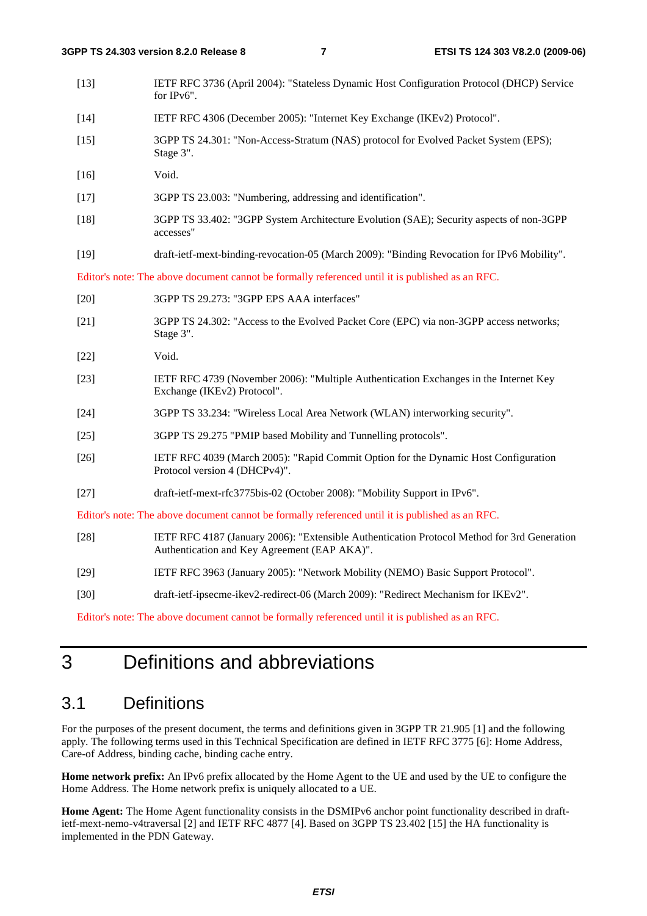[13] IETF RFC 3736 (April 2004): "Stateless Dynamic Host Configuration Protocol (DHCP) Service for IPv6".

[14] IETF RFC 4306 (December 2005): "Internet Key Exchange (IKEv2) Protocol".

[15] 3GPP TS 24.301: "Non-Access-Stratum (NAS) protocol for Evolved Packet System (EPS); Stage 3".

[16] Void.

[17] 3GPP TS 23.003: "Numbering, addressing and identification".

[18] 3GPP TS 33.402: "3GPP System Architecture Evolution (SAE); Security aspects of non-3GPP accesses"

[19] draft-ietf-mext-binding-revocation-05 (March 2009): "Binding Revocation for IPv6 Mobility".

Editor's note: The above document cannot be formally referenced until it is published as an RFC.

[20] 3GPP TS 29.273: "3GPP EPS AAA interfaces"

[21] 3GPP TS 24.302: "Access to the Evolved Packet Core (EPC) via non-3GPP access networks; Stage 3".

[22] Void.

[23] IETF RFC 4739 (November 2006): "Multiple Authentication Exchanges in the Internet Key Exchange (IKEv2) Protocol".

[24] 3GPP TS 33.234: "Wireless Local Area Network (WLAN) interworking security".

[25] 3GPP TS 29.275 "PMIP based Mobility and Tunnelling protocols".

[26] IETF RFC 4039 (March 2005): "Rapid Commit Option for the Dynamic Host Configuration Protocol version 4 (DHCPv4)".

[27] draft-ietf-mext-rfc3775bis-02 (October 2008): "Mobility Support in IPv6".

Editor's note: The above document cannot be formally referenced until it is published as an RFC.

[28] IETF RFC 4187 (January 2006): "Extensible Authentication Protocol Method for 3rd Generation Authentication and Key Agreement (EAP AKA)".

[29] IETF RFC 3963 (January 2005): "Network Mobility (NEMO) Basic Support Protocol".

[30] draft-ietf-ipsecme-ikev2-redirect-06 (March 2009): "Redirect Mechanism for IKEv2".

Editor's note: The above document cannot be formally referenced until it is published as an RFC.

# 3 Definitions and abbreviations

## 3.1 Definitions

For the purposes of the present document, the terms and definitions given in 3GPP TR 21.905 [1] and the following apply. The following terms used in this Technical Specification are defined in IETF RFC 3775 [6]: Home Address, Care-of Address, binding cache, binding cache entry.

**Home network prefix:** An IPv6 prefix allocated by the Home Agent to the UE and used by the UE to configure the Home Address. The Home network prefix is uniquely allocated to a UE.

**Home Agent:** The Home Agent functionality consists in the DSMIPv6 anchor point functionality described in draft-ietf-mext-nemo-v4traversal [2] and IETF RFC 4877 [4]. Based on 3GPP TS 23.402 [15] the HA functionality is implemented in the PDN Gateway.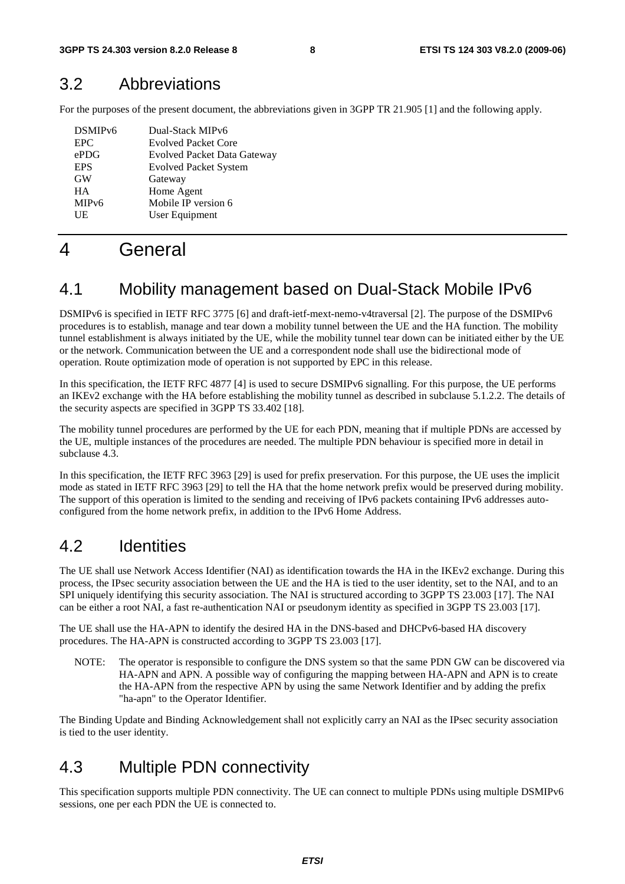## 3.2 Abbreviations

For the purposes of the present document, the abbreviations given in 3GPP TR 21.905 [1] and the following apply.

| | |
|---|---|
| DSMIPv6 | Dual-Stack MIPv6 |
| EPC | Evolved Packet Core |
| ePDG | Evolved Packet Data Gateway |
| EPS | Evolved Packet System |
| GW | Gateway |
| HA | Home Agent |
| MIPv6 | Mobile IP version 6 |
| UE | User Equipment |

# 4 General

## 4.1 Mobility management based on Dual-Stack Mobile IPv6

DSMIPv6 is specified in IETF RFC 3775 [6] and draft-ietf-mext-nemo-v4traversal [2]. The purpose of the DSMIPv6 procedures is to establish, manage and tear down a mobility tunnel between the UE and the HA function. The mobility tunnel establishment is always initiated by the UE, while the mobility tunnel tear down can be initiated either by the UE or the network. Communication between the UE and a correspondent node shall use the bidirectional mode of operation. Route optimization mode of operation is not supported by EPC in this release.

In this specification, the IETF RFC 4877 [4] is used to secure DSMIPv6 signalling. For this purpose, the UE performs an IKEv2 exchange with the HA before establishing the mobility tunnel as described in subclause 5.1.2.2. The details of the security aspects are specified in 3GPP TS 33.402 [18].

The mobility tunnel procedures are performed by the UE for each PDN, meaning that if multiple PDNs are accessed by the UE, multiple instances of the procedures are needed. The multiple PDN behaviour is specified more in detail in subclause 4.3.

In this specification, the IETF RFC 3963 [29] is used for prefix preservation. For this purpose, the UE uses the implicit mode as stated in IETF RFC 3963 [29] to tell the HA that the home network prefix would be preserved during mobility. The support of this operation is limited to the sending and receiving of IPv6 packets containing IPv6 addresses auto-configured from the home network prefix, in addition to the IPv6 Home Address.

## 4.2 Identities

The UE shall use Network Access Identifier (NAI) as identification towards the HA in the IKEv2 exchange. During this process, the IPsec security association between the UE and the HA is tied to the user identity, set to the NAI, and to an SPI uniquely identifying this security association. The NAI is structured according to 3GPP TS 23.003 [17]. The NAI can be either a root NAI, a fast re-authentication NAI or pseudonym identity as specified in 3GPP TS 23.003 [17].

The UE shall use the HA-APN to identify the desired HA in the DNS-based and DHCPv6-based HA discovery procedures. The HA-APN is constructed according to 3GPP TS 23.003 [17].

NOTE: The operator is responsible to configure the DNS system so that the same PDN GW can be discovered via HA-APN and APN. A possible way of configuring the mapping between HA-APN and APN is to create the HA-APN from the respective APN by using the same Network Identifier and by adding the prefix "ha-apn" to the Operator Identifier.

The Binding Update and Binding Acknowledgement shall not explicitly carry an NAI as the IPsec security association is tied to the user identity.

## 4.3 Multiple PDN connectivity

This specification supports multiple PDN connectivity. The UE can connect to multiple PDNs using multiple DSMIPv6 sessions, one per each PDN the UE is connected to.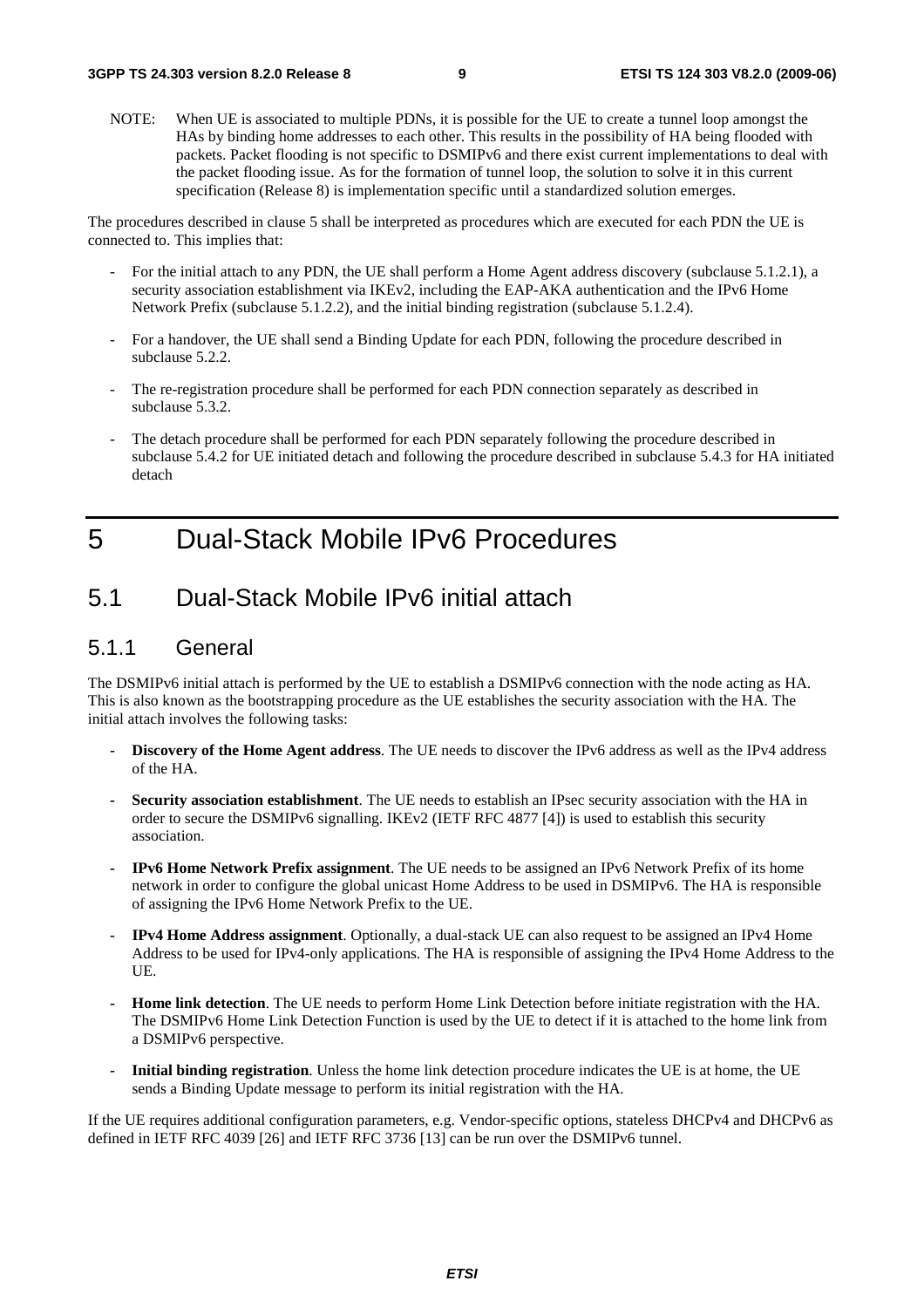NOTE: When UE is associated to multiple PDNs, it is possible for the UE to create a tunnel loop amongst the HAs by binding home addresses to each other. This results in the possibility of HA being flooded with packets. Packet flooding is not specific to DSMIPv6 and there exist current implementations to deal with the packet flooding issue. As for the formation of tunnel loop, the solution to solve it in this current specification (Release 8) is implementation specific until a standardized solution emerges.

The procedures described in clause 5 shall be interpreted as procedures which are executed for each PDN the UE is connected to. This implies that:

- For the initial attach to any PDN, the UE shall perform a Home Agent address discovery (subclause 5.1.2.1), a security association establishment via IKEv2, including the EAP-AKA authentication and the IPv6 Home Network Prefix (subclause 5.1.2.2), and the initial binding registration (subclause 5.1.2.4).
- For a handover, the UE shall send a Binding Update for each PDN, following the procedure described in subclause 5.2.2.
- The re-registration procedure shall be performed for each PDN connection separately as described in subclause 5.3.2.
- The detach procedure shall be performed for each PDN separately following the procedure described in subclause 5.4.2 for UE initiated detach and following the procedure described in subclause 5.4.3 for HA initiated detach

# 5 Dual-Stack Mobile IPv6 Procedures

## 5.1 Dual-Stack Mobile IPv6 initial attach

### 5.1.1 General

The DSMIPv6 initial attach is performed by the UE to establish a DSMIPv6 connection with the node acting as HA. This is also known as the bootstrapping procedure as the UE establishes the security association with the HA. The initial attach involves the following tasks:

- **Discovery of the Home Agent address**. The UE needs to discover the IPv6 address as well as the IPv4 address of the HA.
- **Security association establishment**. The UE needs to establish an IPsec security association with the HA in order to secure the DSMIPv6 signalling. IKEv2 (IETF RFC 4877 [4]) is used to establish this security association.
- **IPv6 Home Network Prefix assignment**. The UE needs to be assigned an IPv6 Network Prefix of its home network in order to configure the global unicast Home Address to be used in DSMIPv6. The HA is responsible of assigning the IPv6 Home Network Prefix to the UE.
- **IPv4 Home Address assignment**. Optionally, a dual-stack UE can also request to be assigned an IPv4 Home Address to be used for IPv4-only applications. The HA is responsible of assigning the IPv4 Home Address to the UE.
- **Home link detection**. The UE needs to perform Home Link Detection before initiate registration with the HA. The DSMIPv6 Home Link Detection Function is used by the UE to detect if it is attached to the home link from a DSMIPv6 perspective.
- **Initial binding registration**. Unless the home link detection procedure indicates the UE is at home, the UE sends a Binding Update message to perform its initial registration with the HA.

If the UE requires additional configuration parameters, e.g. Vendor-specific options, stateless DHCPv4 and DHCPv6 as defined in IETF RFC 4039 [26] and IETF RFC 3736 [13] can be run over the DSMIPv6 tunnel.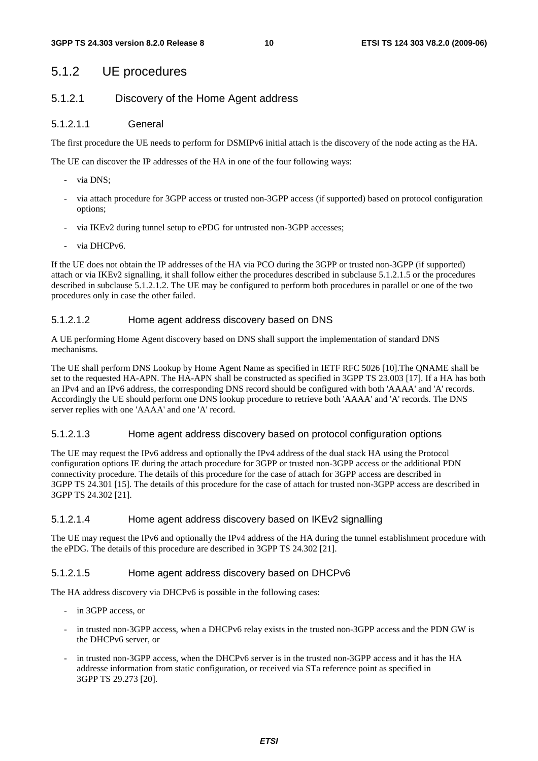## 5.1.2 UE procedures

### 5.1.2.1 Discovery of the Home Agent address

#### 5.1.2.1.1 General

The first procedure the UE needs to perform for DSMIPv6 initial attach is the discovery of the node acting as the HA.

The UE can discover the IP addresses of the HA in one of the four following ways:

- via DNS;
- via attach procedure for 3GPP access or trusted non-3GPP access (if supported) based on protocol configuration options;
- via IKEv2 during tunnel setup to ePDG for untrusted non-3GPP accesses;
- via DHCPv6.

If the UE does not obtain the IP addresses of the HA via PCO during the 3GPP or trusted non-3GPP (if supported) attach or via IKEv2 signalling, it shall follow either the procedures described in subclause 5.1.2.1.5 or the procedures described in subclause 5.1.2.1.2. The UE may be configured to perform both procedures in parallel or one of the two procedures only in case the other failed.

#### 5.1.2.1.2 Home agent address discovery based on DNS

A UE performing Home Agent discovery based on DNS shall support the implementation of standard DNS mechanisms.

The UE shall perform DNS Lookup by Home Agent Name as specified in IETF RFC 5026 [10].The QNAME shall be set to the requested HA-APN. The HA-APN shall be constructed as specified in 3GPP TS 23.003 [17]. If a HA has both an IPv4 and an IPv6 address, the corresponding DNS record should be configured with both 'AAAA' and 'A' records. Accordingly the UE should perform one DNS lookup procedure to retrieve both 'AAAA' and 'A' records. The DNS server replies with one 'AAAA' and one 'A' record.

#### 5.1.2.1.3 Home agent address discovery based on protocol configuration options

The UE may request the IPv6 address and optionally the IPv4 address of the dual stack HA using the Protocol configuration options IE during the attach procedure for 3GPP or trusted non-3GPP access or the additional PDN connectivity procedure. The details of this procedure for the case of attach for 3GPP access are described in 3GPP TS 24.301 [15]. The details of this procedure for the case of attach for trusted non-3GPP access are described in 3GPP TS 24.302 [21].

#### 5.1.2.1.4 Home agent address discovery based on IKEv2 signalling

The UE may request the IPv6 and optionally the IPv4 address of the HA during the tunnel establishment procedure with the ePDG. The details of this procedure are described in 3GPP TS 24.302 [21].

#### 5.1.2.1.5 Home agent address discovery based on DHCPv6

The HA address discovery via DHCPv6 is possible in the following cases:

- in 3GPP access, or
- in trusted non-3GPP access, when a DHCPv6 relay exists in the trusted non-3GPP access and the PDN GW is the DHCPv6 server, or
- in trusted non-3GPP access, when the DHCPv6 server is in the trusted non-3GPP access and it has the HA addresse information from static configuration, or received via STa reference point as specified in 3GPP TS 29.273 [20].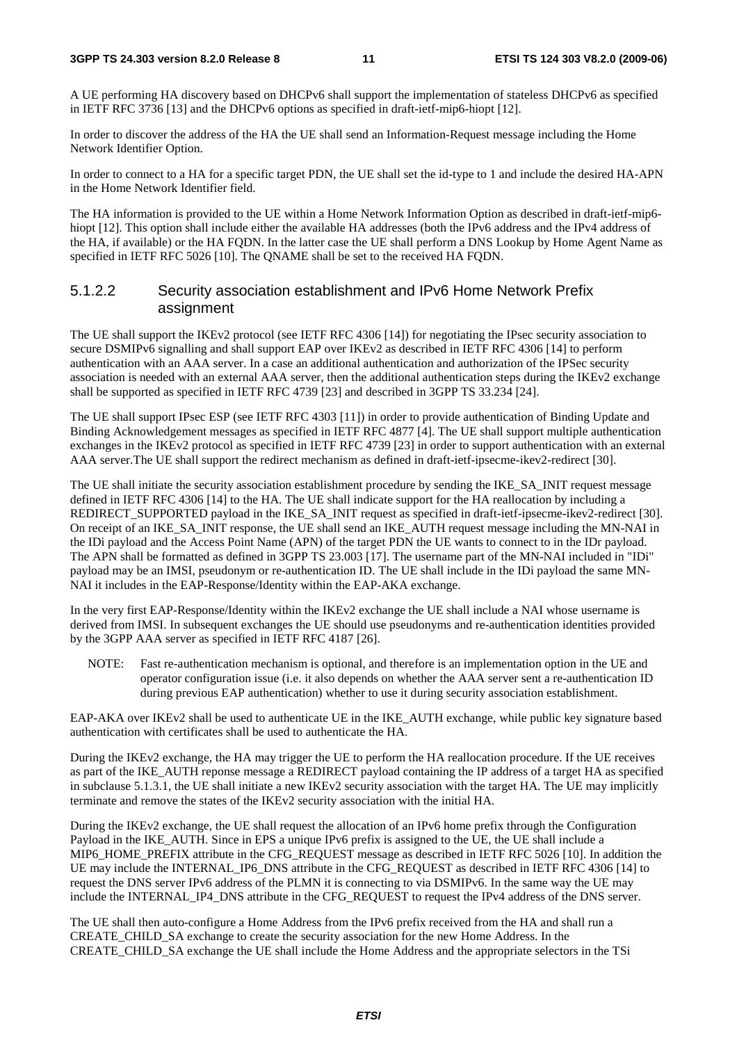A UE performing HA discovery based on DHCPv6 shall support the implementation of stateless DHCPv6 as specified in IETF RFC 3736 [13] and the DHCPv6 options as specified in draft-ietf-mip6-hiopt [12].

In order to discover the address of the HA the UE shall send an Information-Request message including the Home Network Identifier Option.

In order to connect to a HA for a specific target PDN, the UE shall set the id-type to 1 and include the desired HA-APN in the Home Network Identifier field.

The HA information is provided to the UE within a Home Network Information Option as described in draft-ietf-mip6-hiopt [12]. This option shall include either the available HA addresses (both the IPv6 address and the IPv4 address of the HA, if available) or the HA FQDN. In the latter case the UE shall perform a DNS Lookup by Home Agent Name as specified in IETF RFC 5026 [10]. The QNAME shall be set to the received HA FQDN.

#### 5.1.2.2 Security association establishment and IPv6 Home Network Prefix assignment

The UE shall support the IKEv2 protocol (see IETF RFC 4306 [14]) for negotiating the IPsec security association to secure DSMIPv6 signalling and shall support EAP over IKEv2 as described in IETF RFC 4306 [14] to perform authentication with an AAA server. In a case an additional authentication and authorization of the IPSec security association is needed with an external AAA server, then the additional authentication steps during the IKEv2 exchange shall be supported as specified in IETF RFC 4739 [23] and described in 3GPP TS 33.234 [24].

The UE shall support IPsec ESP (see IETF RFC 4303 [11]) in order to provide authentication of Binding Update and Binding Acknowledgement messages as specified in IETF RFC 4877 [4]. The UE shall support multiple authentication exchanges in the IKEv2 protocol as specified in IETF RFC 4739 [23] in order to support authentication with an external AAA server.The UE shall support the redirect mechanism as defined in draft-ietf-ipsecme-ikev2-redirect [30].

The UE shall initiate the security association establishment procedure by sending the IKE_SA_INIT request message defined in IETF RFC 4306 [14] to the HA. The UE shall indicate support for the HA reallocation by including a REDIRECT_SUPPORTED payload in the IKE_SA_INIT request as specified in draft-ietf-ipsecme-ikev2-redirect [30]. On receipt of an IKE_SA_INIT response, the UE shall send an IKE_AUTH request message including the MN-NAI in the IDi payload and the Access Point Name (APN) of the target PDN the UE wants to connect to in the IDr payload. The APN shall be formatted as defined in 3GPP TS 23.003 [17]. The username part of the MN-NAI included in "IDi" payload may be an IMSI, pseudonym or re-authentication ID. The UE shall include in the IDi payload the same MN-NAI it includes in the EAP-Response/Identity within the EAP-AKA exchange.

In the very first EAP-Response/Identity within the IKEv2 exchange the UE shall include a NAI whose username is derived from IMSI. In subsequent exchanges the UE should use pseudonyms and re-authentication identities provided by the 3GPP AAA server as specified in IETF RFC 4187 [26].

NOTE: Fast re-authentication mechanism is optional, and therefore is an implementation option in the UE and operator configuration issue (i.e. it also depends on whether the AAA server sent a re-authentication ID during previous EAP authentication) whether to use it during security association establishment.

EAP-AKA over IKEv2 shall be used to authenticate UE in the IKE_AUTH exchange, while public key signature based authentication with certificates shall be used to authenticate the HA.

During the IKEv2 exchange, the HA may trigger the UE to perform the HA reallocation procedure. If the UE receives as part of the IKE_AUTH reponse message a REDIRECT payload containing the IP address of a target HA as specified in subclause 5.1.3.1, the UE shall initiate a new IKEv2 security association with the target HA. The UE may implicitly terminate and remove the states of the IKEv2 security association with the initial HA.

During the IKEv2 exchange, the UE shall request the allocation of an IPv6 home prefix through the Configuration Payload in the IKE_AUTH. Since in EPS a unique IPv6 prefix is assigned to the UE, the UE shall include a MIP6_HOME_PREFIX attribute in the CFG_REQUEST message as described in IETF RFC 5026 [10]. In addition the UE may include the INTERNAL_IP6_DNS attribute in the CFG_REQUEST as described in IETF RFC 4306 [14] to request the DNS server IPv6 address of the PLMN it is connecting to via DSMIPv6. In the same way the UE may include the INTERNAL_IP4_DNS attribute in the CFG_REQUEST to request the IPv4 address of the DNS server.

The UE shall then auto-configure a Home Address from the IPv6 prefix received from the HA and shall run a CREATE_CHILD_SA exchange to create the security association for the new Home Address. In the CREATE_CHILD_SA exchange the UE shall include the Home Address and the appropriate selectors in the TSi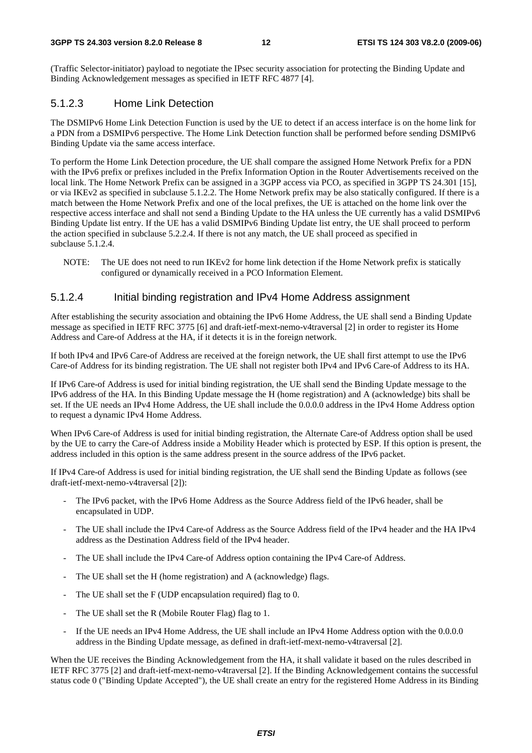(Traffic Selector-initiator) payload to negotiate the IPsec security association for protecting the Binding Update and Binding Acknowledgement messages as specified in IETF RFC 4877 [4].

#### 5.1.2.3 Home Link Detection

The DSMIPv6 Home Link Detection Function is used by the UE to detect if an access interface is on the home link for a PDN from a DSMIPv6 perspective. The Home Link Detection function shall be performed before sending DSMIPv6 Binding Update via the same access interface.

To perform the Home Link Detection procedure, the UE shall compare the assigned Home Network Prefix for a PDN with the IPv6 prefix or prefixes included in the Prefix Information Option in the Router Advertisements received on the local link. The Home Network Prefix can be assigned in a 3GPP access via PCO, as specified in 3GPP TS 24.301 [15], or via IKEv2 as specified in subclause 5.1.2.2. The Home Network prefix may be also statically configured. If there is a match between the Home Network Prefix and one of the local prefixes, the UE is attached on the home link over the respective access interface and shall not send a Binding Update to the HA unless the UE currently has a valid DSMIPv6 Binding Update list entry. If the UE has a valid DSMIPv6 Binding Update list entry, the UE shall proceed to perform the action specified in subclause 5.2.2.4. If there is not any match, the UE shall proceed as specified in subclause 5.1.2.4.

NOTE: The UE does not need to run IKEv2 for home link detection if the Home Network prefix is statically configured or dynamically received in a PCO Information Element.

#### 5.1.2.4 Initial binding registration and IPv4 Home Address assignment

After establishing the security association and obtaining the IPv6 Home Address, the UE shall send a Binding Update message as specified in IETF RFC 3775 [6] and draft-ietf-mext-nemo-v4traversal [2] in order to register its Home Address and Care-of Address at the HA, if it detects it is in the foreign network.

If both IPv4 and IPv6 Care-of Address are received at the foreign network, the UE shall first attempt to use the IPv6 Care-of Address for its binding registration. The UE shall not register both IPv4 and IPv6 Care-of Address to its HA.

If IPv6 Care-of Address is used for initial binding registration, the UE shall send the Binding Update message to the IPv6 address of the HA. In this Binding Update message the H (home registration) and A (acknowledge) bits shall be set. If the UE needs an IPv4 Home Address, the UE shall include the 0.0.0.0 address in the IPv4 Home Address option to request a dynamic IPv4 Home Address.

When IPv6 Care-of Address is used for initial binding registration, the Alternate Care-of Address option shall be used by the UE to carry the Care-of Address inside a Mobility Header which is protected by ESP. If this option is present, the address included in this option is the same address present in the source address of the IPv6 packet.

If IPv4 Care-of Address is used for initial binding registration, the UE shall send the Binding Update as follows (see draft-ietf-mext-nemo-v4traversal [2]):

- The IPv6 packet, with the IPv6 Home Address as the Source Address field of the IPv6 header, shall be encapsulated in UDP.
- The UE shall include the IPv4 Care-of Address as the Source Address field of the IPv4 header and the HA IPv4 address as the Destination Address field of the IPv4 header.
- The UE shall include the IPv4 Care-of Address option containing the IPv4 Care-of Address.
- The UE shall set the H (home registration) and A (acknowledge) flags.
- The UE shall set the F (UDP encapsulation required) flag to 0.
- The UE shall set the R (Mobile Router Flag) flag to 1.
- If the UE needs an IPv4 Home Address, the UE shall include an IPv4 Home Address option with the 0.0.0.0 address in the Binding Update message, as defined in draft-ietf-mext-nemo-v4traversal [2].

When the UE receives the Binding Acknowledgement from the HA, it shall validate it based on the rules described in IETF RFC 3775 [2] and draft-ietf-mext-nemo-v4traversal [2]. If the Binding Acknowledgement contains the successful status code 0 ("Binding Update Accepted"), the UE shall create an entry for the registered Home Address in its Binding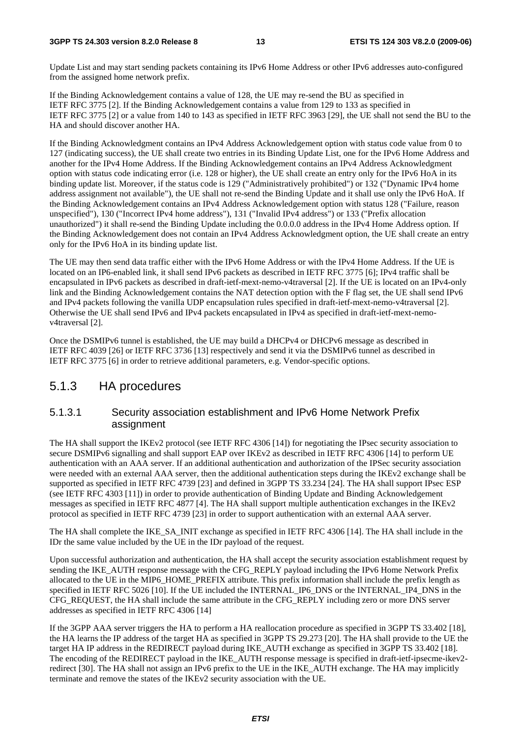Update List and may start sending packets containing its IPv6 Home Address or other IPv6 addresses auto-configured from the assigned home network prefix.

If the Binding Acknowledgement contains a value of 128, the UE may re-send the BU as specified in IETF RFC 3775 [2]. If the Binding Acknowledgement contains a value from 129 to 133 as specified in IETF RFC 3775 [2] or a value from 140 to 143 as specified in IETF RFC 3963 [29], the UE shall not send the BU to the HA and should discover another HA.

If the Binding Acknowledgment contains an IPv4 Address Acknowledgement option with status code value from 0 to 127 (indicating success), the UE shall create two entries in its Binding Update List, one for the IPv6 Home Address and another for the IPv4 Home Address. If the Binding Acknowledgement contains an IPv4 Address Acknowledgment option with status code indicating error (i.e. 128 or higher), the UE shall create an entry only for the IPv6 HoA in its binding update list. Moreover, if the status code is 129 ("Administratively prohibited") or 132 ("Dynamic IPv4 home address assignment not available"), the UE shall not re-send the Binding Update and it shall use only the IPv6 HoA. If the Binding Acknowledgement contains an IPv4 Address Acknowledgement option with status 128 ("Failure, reason unspecified"), 130 ("Incorrect IPv4 home address"), 131 ("Invalid IPv4 address") or 133 ("Prefix allocation unauthorized") it shall re-send the Binding Update including the 0.0.0.0 address in the IPv4 Home Address option. If the Binding Acknowledgement does not contain an IPv4 Address Acknowledgment option, the UE shall create an entry only for the IPv6 HoA in its binding update list.

The UE may then send data traffic either with the IPv6 Home Address or with the IPv4 Home Address. If the UE is located on an IP6-enabled link, it shall send IPv6 packets as described in IETF RFC 3775 [6]; IPv4 traffic shall be encapsulated in IPv6 packets as described in draft-ietf-mext-nemo-v4traversal [2]. If the UE is located on an IPv4-only link and the Binding Acknowledgement contains the NAT detection option with the F flag set, the UE shall send IPv6 and IPv4 packets following the vanilla UDP encapsulation rules specified in draft-ietf-mext-nemo-v4traversal [2]. Otherwise the UE shall send IPv6 and IPv4 packets encapsulated in IPv4 as specified in draft-ietf-mext-nemo-v4traversal [2].

Once the DSMIPv6 tunnel is established, the UE may build a DHCPv4 or DHCPv6 message as described in IETF RFC 4039 [26] or IETF RFC 3736 [13] respectively and send it via the DSMIPv6 tunnel as described in IETF RFC 3775 [6] in order to retrieve additional parameters, e.g. Vendor-specific options.

## 5.1.3 HA procedures

### 5.1.3.1 Security association establishment and IPv6 Home Network Prefix assignment

The HA shall support the IKEv2 protocol (see IETF RFC 4306 [14]) for negotiating the IPsec security association to secure DSMIPv6 signalling and shall support EAP over IKEv2 as described in IETF RFC 4306 [14] to perform UE authentication with an AAA server. If an additional authentication and authorization of the IPSec security association were needed with an external AAA server, then the additional authentication steps during the IKEv2 exchange shall be supported as specified in IETF RFC 4739 [23] and defined in 3GPP TS 33.234 [24]. The HA shall support IPsec ESP (see IETF RFC 4303 [11]) in order to provide authentication of Binding Update and Binding Acknowledgement messages as specified in IETF RFC 4877 [4]. The HA shall support multiple authentication exchanges in the IKEv2 protocol as specified in IETF RFC 4739 [23] in order to support authentication with an external AAA server.

The HA shall complete the IKE_SA_INIT exchange as specified in IETF RFC 4306 [14]. The HA shall include in the IDr the same value included by the UE in the IDr payload of the request.

Upon successful authorization and authentication, the HA shall accept the security association establishment request by sending the IKE_AUTH response message with the CFG_REPLY payload including the IPv6 Home Network Prefix allocated to the UE in the MIP6_HOME_PREFIX attribute. This prefix information shall include the prefix length as specified in IETF RFC 5026 [10]. If the UE included the INTERNAL_IP6_DNS or the INTERNAL_IP4_DNS in the CFG_REQUEST, the HA shall include the same attribute in the CFG_REPLY including zero or more DNS server addresses as specified in IETF RFC 4306 [14]

If the 3GPP AAA server triggers the HA to perform a HA reallocation procedure as specified in 3GPP TS 33.402 [18], the HA learns the IP address of the target HA as specified in 3GPP TS 29.273 [20]. The HA shall provide to the UE the target HA IP address in the REDIRECT payload during IKE_AUTH exchange as specified in 3GPP TS 33.402 [18]. The encoding of the REDIRECT payload in the IKE_AUTH response message is specified in draft-ietf-ipsecme-ikev2-redirect [30]. The HA shall not assign an IPv6 prefix to the UE in the IKE_AUTH exchange. The HA may implicitly terminate and remove the states of the IKEv2 security association with the UE.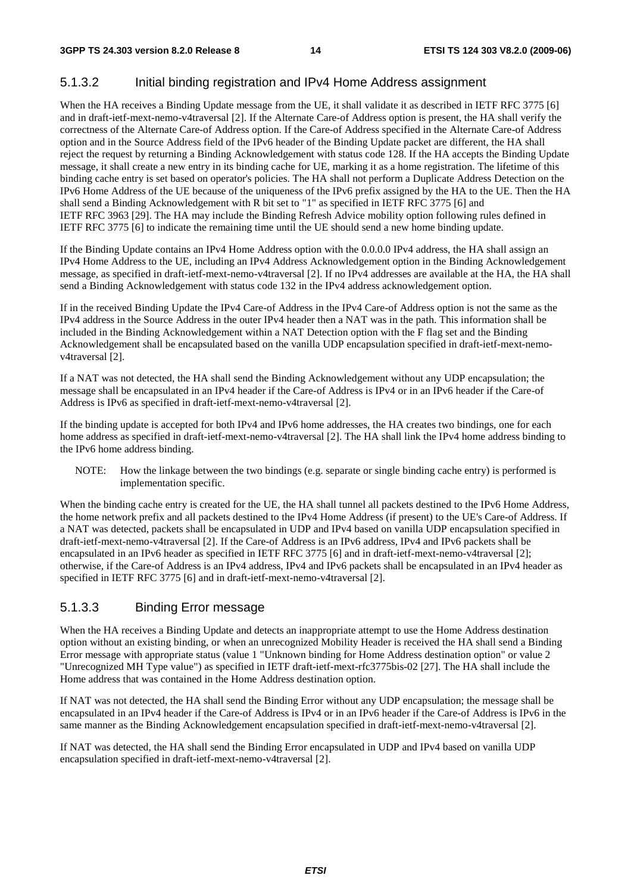### 5.1.3.2 Initial binding registration and IPv4 Home Address assignment

When the HA receives a Binding Update message from the UE, it shall validate it as described in IETF RFC 3775 [6] and in draft-ietf-mext-nemo-v4traversal [2]. If the Alternate Care-of Address option is present, the HA shall verify the correctness of the Alternate Care-of Address option. If the Care-of Address specified in the Alternate Care-of Address option and in the Source Address field of the IPv6 header of the Binding Update packet are different, the HA shall reject the request by returning a Binding Acknowledgement with status code 128. If the HA accepts the Binding Update message, it shall create a new entry in its binding cache for UE, marking it as a home registration. The lifetime of this binding cache entry is set based on operator's policies. The HA shall not perform a Duplicate Address Detection on the IPv6 Home Address of the UE because of the uniqueness of the IPv6 prefix assigned by the HA to the UE. Then the HA shall send a Binding Acknowledgement with R bit set to "1" as specified in IETF RFC 3775 [6] and IETF RFC 3963 [29]. The HA may include the Binding Refresh Advice mobility option following rules defined in IETF RFC 3775 [6] to indicate the remaining time until the UE should send a new home binding update.

If the Binding Update contains an IPv4 Home Address option with the 0.0.0.0 IPv4 address, the HA shall assign an IPv4 Home Address to the UE, including an IPv4 Address Acknowledgement option in the Binding Acknowledgement message, as specified in draft-ietf-mext-nemo-v4traversal [2]. If no IPv4 addresses are available at the HA, the HA shall send a Binding Acknowledgement with status code 132 in the IPv4 address acknowledgement option.

If in the received Binding Update the IPv4 Care-of Address in the IPv4 Care-of Address option is not the same as the IPv4 address in the Source Address in the outer IPv4 header then a NAT was in the path. This information shall be included in the Binding Acknowledgement within a NAT Detection option with the F flag set and the Binding Acknowledgement shall be encapsulated based on the vanilla UDP encapsulation specified in draft-ietf-mext-nemo-v4traversal [2].

If a NAT was not detected, the HA shall send the Binding Acknowledgement without any UDP encapsulation; the message shall be encapsulated in an IPv4 header if the Care-of Address is IPv4 or in an IPv6 header if the Care-of Address is IPv6 as specified in draft-ietf-mext-nemo-v4traversal [2].

If the binding update is accepted for both IPv4 and IPv6 home addresses, the HA creates two bindings, one for each home address as specified in draft-ietf-mext-nemo-v4traversal [2]. The HA shall link the IPv4 home address binding to the IPv6 home address binding.

NOTE: How the linkage between the two bindings (e.g. separate or single binding cache entry) is performed is implementation specific.

When the binding cache entry is created for the UE, the HA shall tunnel all packets destined to the IPv6 Home Address, the home network prefix and all packets destined to the IPv4 Home Address (if present) to the UE's Care-of Address. If a NAT was detected, packets shall be encapsulated in UDP and IPv4 based on vanilla UDP encapsulation specified in draft-ietf-mext-nemo-v4traversal [2]. If the Care-of Address is an IPv6 address, IPv4 and IPv6 packets shall be encapsulated in an IPv6 header as specified in IETF RFC 3775 [6] and in draft-ietf-mext-nemo-v4traversal [2]; otherwise, if the Care-of Address is an IPv4 address, IPv4 and IPv6 packets shall be encapsulated in an IPv4 header as specified in IETF RFC 3775 [6] and in draft-ietf-mext-nemo-v4traversal [2].

### 5.1.3.3 Binding Error message

When the HA receives a Binding Update and detects an inappropriate attempt to use the Home Address destination option without an existing binding, or when an unrecognized Mobility Header is received the HA shall send a Binding Error message with appropriate status (value 1 "Unknown binding for Home Address destination option" or value 2 "Unrecognized MH Type value") as specified in IETF draft-ietf-mext-rfc3775bis-02 [27]. The HA shall include the Home address that was contained in the Home Address destination option.

If NAT was not detected, the HA shall send the Binding Error without any UDP encapsulation; the message shall be encapsulated in an IPv4 header if the Care-of Address is IPv4 or in an IPv6 header if the Care-of Address is IPv6 in the same manner as the Binding Acknowledgement encapsulation specified in draft-ietf-mext-nemo-v4traversal [2].

If NAT was detected, the HA shall send the Binding Error encapsulated in UDP and IPv4 based on vanilla UDP encapsulation specified in draft-ietf-mext-nemo-v4traversal [2].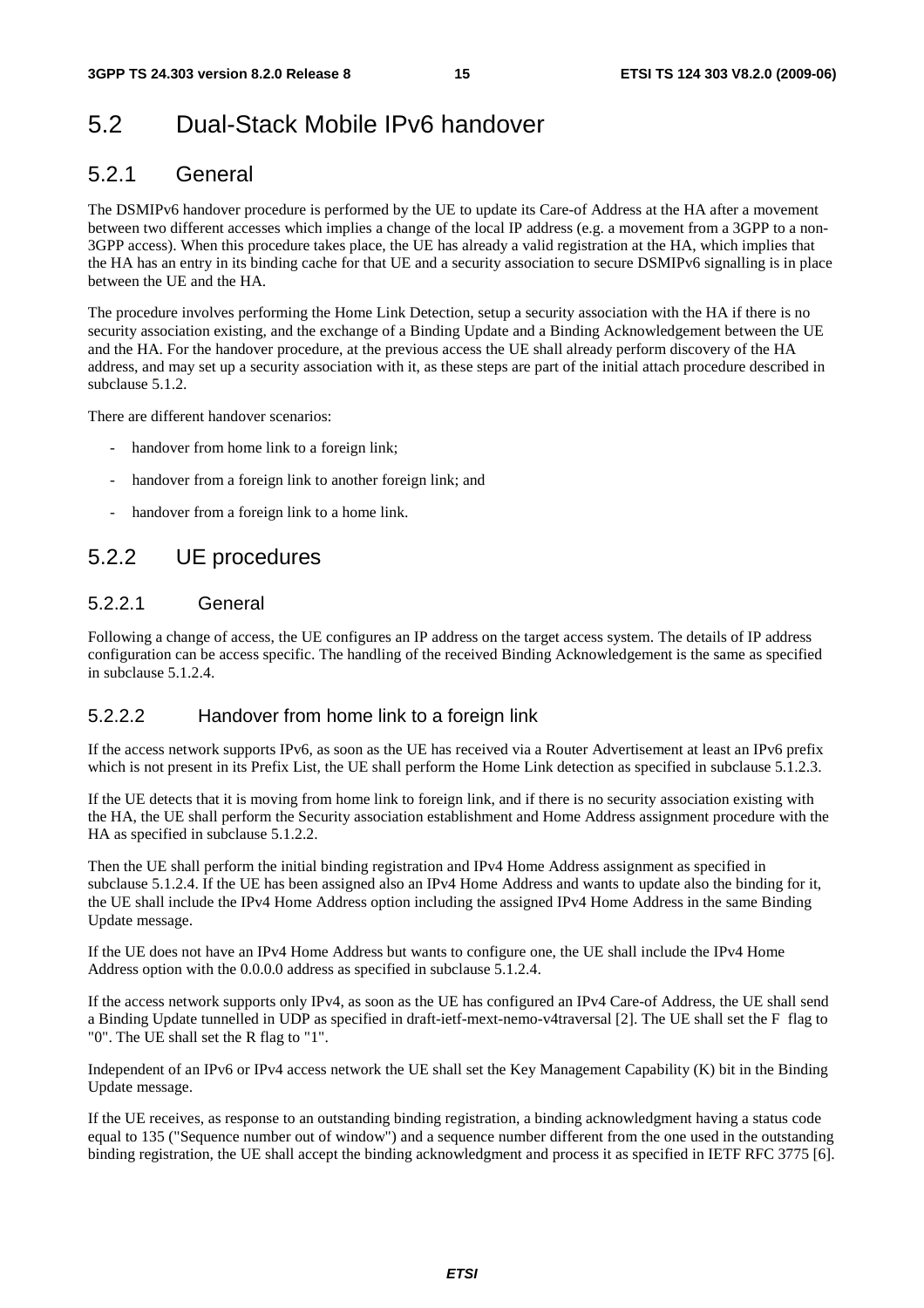# 5.2 Dual-Stack Mobile IPv6 handover

## 5.2.1 General

The DSMIPv6 handover procedure is performed by the UE to update its Care-of Address at the HA after a movement between two different accesses which implies a change of the local IP address (e.g. a movement from a 3GPP to a non-3GPP access). When this procedure takes place, the UE has already a valid registration at the HA, which implies that the HA has an entry in its binding cache for that UE and a security association to secure DSMIPv6 signalling is in place between the UE and the HA.

The procedure involves performing the Home Link Detection, setup a security association with the HA if there is no security association existing, and the exchange of a Binding Update and a Binding Acknowledgement between the UE and the HA. For the handover procedure, at the previous access the UE shall already perform discovery of the HA address, and may set up a security association with it, as these steps are part of the initial attach procedure described in subclause 5.1.2.

There are different handover scenarios:

- handover from home link to a foreign link;
- handover from a foreign link to another foreign link; and
- handover from a foreign link to a home link.

## 5.2.2 UE procedures

### 5.2.2.1 General

Following a change of access, the UE configures an IP address on the target access system. The details of IP address configuration can be access specific. The handling of the received Binding Acknowledgement is the same as specified in subclause 5.1.2.4.

### 5.2.2.2 Handover from home link to a foreign link

If the access network supports IPv6, as soon as the UE has received via a Router Advertisement at least an IPv6 prefix which is not present in its Prefix List, the UE shall perform the Home Link detection as specified in subclause 5.1.2.3.

If the UE detects that it is moving from home link to foreign link, and if there is no security association existing with the HA, the UE shall perform the Security association establishment and Home Address assignment procedure with the HA as specified in subclause 5.1.2.2.

Then the UE shall perform the initial binding registration and IPv4 Home Address assignment as specified in subclause 5.1.2.4. If the UE has been assigned also an IPv4 Home Address and wants to update also the binding for it, the UE shall include the IPv4 Home Address option including the assigned IPv4 Home Address in the same Binding Update message.

If the UE does not have an IPv4 Home Address but wants to configure one, the UE shall include the IPv4 Home Address option with the 0.0.0.0 address as specified in subclause 5.1.2.4.

If the access network supports only IPv4, as soon as the UE has configured an IPv4 Care-of Address, the UE shall send a Binding Update tunnelled in UDP as specified in draft-ietf-mext-nemo-v4traversal [2]. The UE shall set the F flag to "0". The UE shall set the R flag to "1".

Independent of an IPv6 or IPv4 access network the UE shall set the Key Management Capability (K) bit in the Binding Update message.

If the UE receives, as response to an outstanding binding registration, a binding acknowledgment having a status code equal to 135 ("Sequence number out of window") and a sequence number different from the one used in the outstanding binding registration, the UE shall accept the binding acknowledgment and process it as specified in IETF RFC 3775 [6].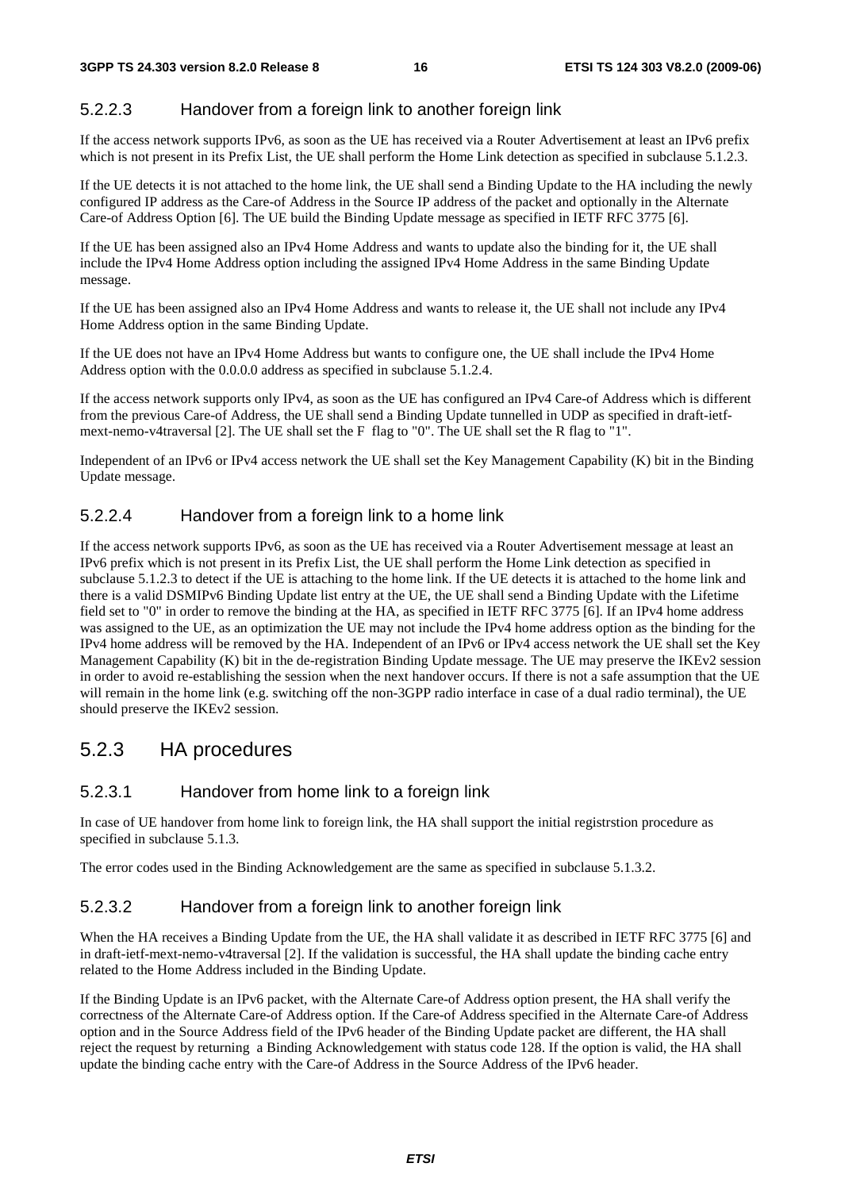#### 5.2.2.3 Handover from a foreign link to another foreign link

If the access network supports IPv6, as soon as the UE has received via a Router Advertisement at least an IPv6 prefix which is not present in its Prefix List, the UE shall perform the Home Link detection as specified in subclause 5.1.2.3.

If the UE detects it is not attached to the home link, the UE shall send a Binding Update to the HA including the newly configured IP address as the Care-of Address in the Source IP address of the packet and optionally in the Alternate Care-of Address Option [6]. The UE build the Binding Update message as specified in IETF RFC 3775 [6].

If the UE has been assigned also an IPv4 Home Address and wants to update also the binding for it, the UE shall include the IPv4 Home Address option including the assigned IPv4 Home Address in the same Binding Update message.

If the UE has been assigned also an IPv4 Home Address and wants to release it, the UE shall not include any IPv4 Home Address option in the same Binding Update.

If the UE does not have an IPv4 Home Address but wants to configure one, the UE shall include the IPv4 Home Address option with the 0.0.0.0 address as specified in subclause 5.1.2.4.

If the access network supports only IPv4, as soon as the UE has configured an IPv4 Care-of Address which is different from the previous Care-of Address, the UE shall send a Binding Update tunnelled in UDP as specified in draft-ietf-mext-nemo-v4traversal [2]. The UE shall set the F flag to "0". The UE shall set the R flag to "1".

Independent of an IPv6 or IPv4 access network the UE shall set the Key Management Capability (K) bit in the Binding Update message.

#### 5.2.2.4 Handover from a foreign link to a home link

If the access network supports IPv6, as soon as the UE has received via a Router Advertisement message at least an IPv6 prefix which is not present in its Prefix List, the UE shall perform the Home Link detection as specified in subclause 5.1.2.3 to detect if the UE is attaching to the home link. If the UE detects it is attached to the home link and there is a valid DSMIPv6 Binding Update list entry at the UE, the UE shall send a Binding Update with the Lifetime field set to "0" in order to remove the binding at the HA, as specified in IETF RFC 3775 [6]. If an IPv4 home address was assigned to the UE, as an optimization the UE may not include the IPv4 home address option as the binding for the IPv4 home address will be removed by the HA. Independent of an IPv6 or IPv4 access network the UE shall set the Key Management Capability (K) bit in the de-registration Binding Update message. The UE may preserve the IKEv2 session in order to avoid re-establishing the session when the next handover occurs. If there is not a safe assumption that the UE will remain in the home link (e.g. switching off the non-3GPP radio interface in case of a dual radio terminal), the UE should preserve the IKEv2 session.

### 5.2.3 HA procedures

#### 5.2.3.1 Handover from home link to a foreign link

In case of UE handover from home link to foreign link, the HA shall support the initial registrstion procedure as specified in subclause 5.1.3.

The error codes used in the Binding Acknowledgement are the same as specified in subclause 5.1.3.2.

#### 5.2.3.2 Handover from a foreign link to another foreign link

When the HA receives a Binding Update from the UE, the HA shall validate it as described in IETF RFC 3775 [6] and in draft-ietf-mext-nemo-v4traversal [2]. If the validation is successful, the HA shall update the binding cache entry related to the Home Address included in the Binding Update.

If the Binding Update is an IPv6 packet, with the Alternate Care-of Address option present, the HA shall verify the correctness of the Alternate Care-of Address option. If the Care-of Address specified in the Alternate Care-of Address option and in the Source Address field of the IPv6 header of the Binding Update packet are different, the HA shall reject the request by returning a Binding Acknowledgement with status code 128. If the option is valid, the HA shall update the binding cache entry with the Care-of Address in the Source Address of the IPv6 header.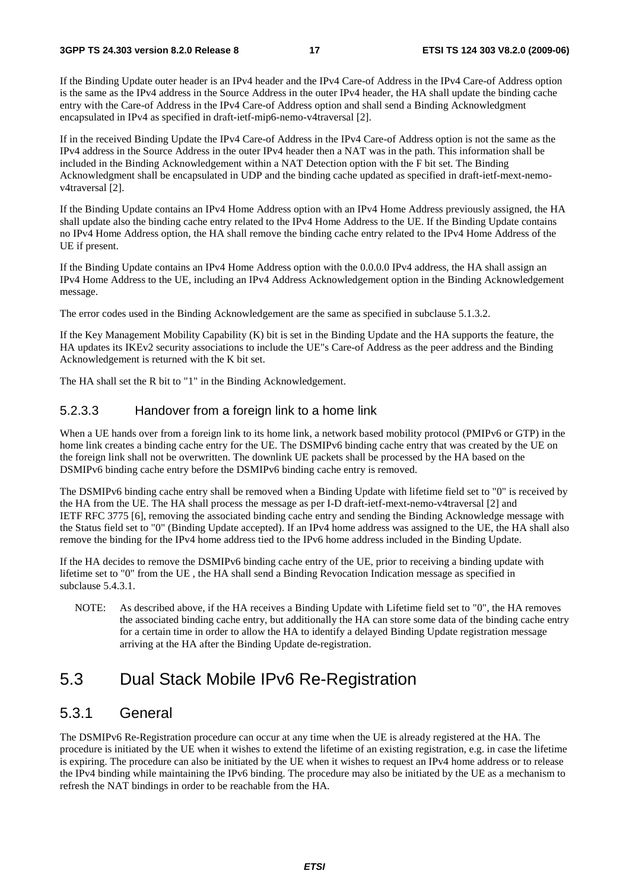If the Binding Update outer header is an IPv4 header and the IPv4 Care-of Address in the IPv4 Care-of Address option is the same as the IPv4 address in the Source Address in the outer IPv4 header, the HA shall update the binding cache entry with the Care-of Address in the IPv4 Care-of Address option and shall send a Binding Acknowledgment encapsulated in IPv4 as specified in draft-ietf-mip6-nemo-v4traversal [2].

If in the received Binding Update the IPv4 Care-of Address in the IPv4 Care-of Address option is not the same as the IPv4 address in the Source Address in the outer IPv4 header then a NAT was in the path. This information shall be included in the Binding Acknowledgement within a NAT Detection option with the F bit set. The Binding Acknowledgment shall be encapsulated in UDP and the binding cache updated as specified in draft-ietf-mext-nemo-v4traversal [2].

If the Binding Update contains an IPv4 Home Address option with an IPv4 Home Address previously assigned, the HA shall update also the binding cache entry related to the IPv4 Home Address to the UE. If the Binding Update contains no IPv4 Home Address option, the HA shall remove the binding cache entry related to the IPv4 Home Address of the UE if present.

If the Binding Update contains an IPv4 Home Address option with the 0.0.0.0 IPv4 address, the HA shall assign an IPv4 Home Address to the UE, including an IPv4 Address Acknowledgement option in the Binding Acknowledgement message.

The error codes used in the Binding Acknowledgement are the same as specified in subclause 5.1.3.2.

If the Key Management Mobility Capability (K) bit is set in the Binding Update and the HA supports the feature, the HA updates its IKEv2 security associations to include the UE"s Care-of Address as the peer address and the Binding Acknowledgement is returned with the K bit set.

The HA shall set the R bit to "1" in the Binding Acknowledgement.

#### 5.2.3.3 Handover from a foreign link to a home link

When a UE hands over from a foreign link to its home link, a network based mobility protocol (PMIPv6 or GTP) in the home link creates a binding cache entry for the UE. The DSMIPv6 binding cache entry that was created by the UE on the foreign link shall not be overwritten. The downlink UE packets shall be processed by the HA based on the DSMIPv6 binding cache entry before the DSMIPv6 binding cache entry is removed.

The DSMIPv6 binding cache entry shall be removed when a Binding Update with lifetime field set to "0" is received by the HA from the UE. The HA shall process the message as per I-D draft-ietf-mext-nemo-v4traversal [2] and IETF RFC 3775 [6], removing the associated binding cache entry and sending the Binding Acknowledge message with the Status field set to "0" (Binding Update accepted). If an IPv4 home address was assigned to the UE, the HA shall also remove the binding for the IPv4 home address tied to the IPv6 home address included in the Binding Update.

If the HA decides to remove the DSMIPv6 binding cache entry of the UE, prior to receiving a binding update with lifetime set to "0" from the UE , the HA shall send a Binding Revocation Indication message as specified in subclause 5.4.3.1.

NOTE: As described above, if the HA receives a Binding Update with Lifetime field set to "0", the HA removes the associated binding cache entry, but additionally the HA can store some data of the binding cache entry for a certain time in order to allow the HA to identify a delayed Binding Update registration message arriving at the HA after the Binding Update de-registration.

## 5.3 Dual Stack Mobile IPv6 Re-Registration

### 5.3.1 General

The DSMIPv6 Re-Registration procedure can occur at any time when the UE is already registered at the HA. The procedure is initiated by the UE when it wishes to extend the lifetime of an existing registration, e.g. in case the lifetime is expiring. The procedure can also be initiated by the UE when it wishes to request an IPv4 home address or to release the IPv4 binding while maintaining the IPv6 binding. The procedure may also be initiated by the UE as a mechanism to refresh the NAT bindings in order to be reachable from the HA.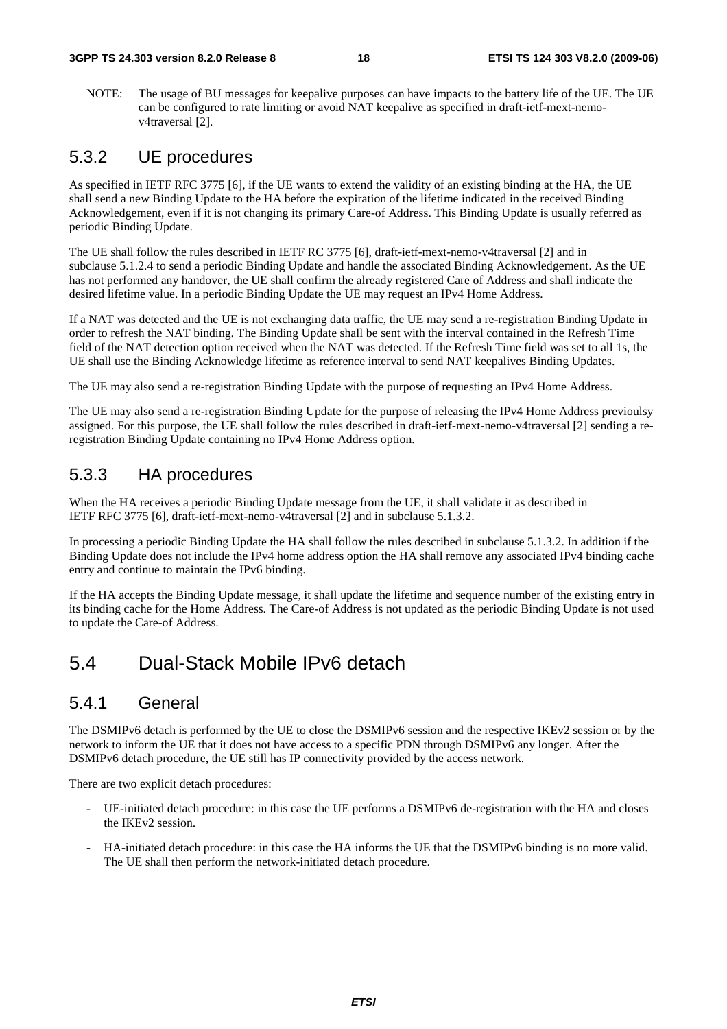NOTE: The usage of BU messages for keepalive purposes can have impacts to the battery life of the UE. The UE can be configured to rate limiting or avoid NAT keepalive as specified in draft-ietf-mext-nemo-v4traversal [2].

### 5.3.2 UE procedures

As specified in IETF RFC 3775 [6], if the UE wants to extend the validity of an existing binding at the HA, the UE shall send a new Binding Update to the HA before the expiration of the lifetime indicated in the received Binding Acknowledgement, even if it is not changing its primary Care-of Address. This Binding Update is usually referred as periodic Binding Update.

The UE shall follow the rules described in IETF RC 3775 [6], draft-ietf-mext-nemo-v4traversal [2] and in subclause 5.1.2.4 to send a periodic Binding Update and handle the associated Binding Acknowledgement. As the UE has not performed any handover, the UE shall confirm the already registered Care of Address and shall indicate the desired lifetime value. In a periodic Binding Update the UE may request an IPv4 Home Address.

If a NAT was detected and the UE is not exchanging data traffic, the UE may send a re-registration Binding Update in order to refresh the NAT binding. The Binding Update shall be sent with the interval contained in the Refresh Time field of the NAT detection option received when the NAT was detected. If the Refresh Time field was set to all 1s, the UE shall use the Binding Acknowledge lifetime as reference interval to send NAT keepalives Binding Updates.

The UE may also send a re-registration Binding Update with the purpose of requesting an IPv4 Home Address.

The UE may also send a re-registration Binding Update for the purpose of releasing the IPv4 Home Address previoulsy assigned. For this purpose, the UE shall follow the rules described in draft-ietf-mext-nemo-v4traversal [2] sending a re-registration Binding Update containing no IPv4 Home Address option.

### 5.3.3 HA procedures

When the HA receives a periodic Binding Update message from the UE, it shall validate it as described in IETF RFC 3775 [6], draft-ietf-mext-nemo-v4traversal [2] and in subclause 5.1.3.2.

In processing a periodic Binding Update the HA shall follow the rules described in subclause 5.1.3.2. In addition if the Binding Update does not include the IPv4 home address option the HA shall remove any associated IPv4 binding cache entry and continue to maintain the IPv6 binding.

If the HA accepts the Binding Update message, it shall update the lifetime and sequence number of the existing entry in its binding cache for the Home Address. The Care-of Address is not updated as the periodic Binding Update is not used to update the Care-of Address.

## 5.4 Dual-Stack Mobile IPv6 detach

### 5.4.1 General

The DSMIPv6 detach is performed by the UE to close the DSMIPv6 session and the respective IKEv2 session or by the network to inform the UE that it does not have access to a specific PDN through DSMIPv6 any longer. After the DSMIPv6 detach procedure, the UE still has IP connectivity provided by the access network.

There are two explicit detach procedures:

- UE-initiated detach procedure: in this case the UE performs a DSMIPv6 de-registration with the HA and closes the IKEv2 session.
- HA-initiated detach procedure: in this case the HA informs the UE that the DSMIPv6 binding is no more valid. The UE shall then perform the network-initiated detach procedure.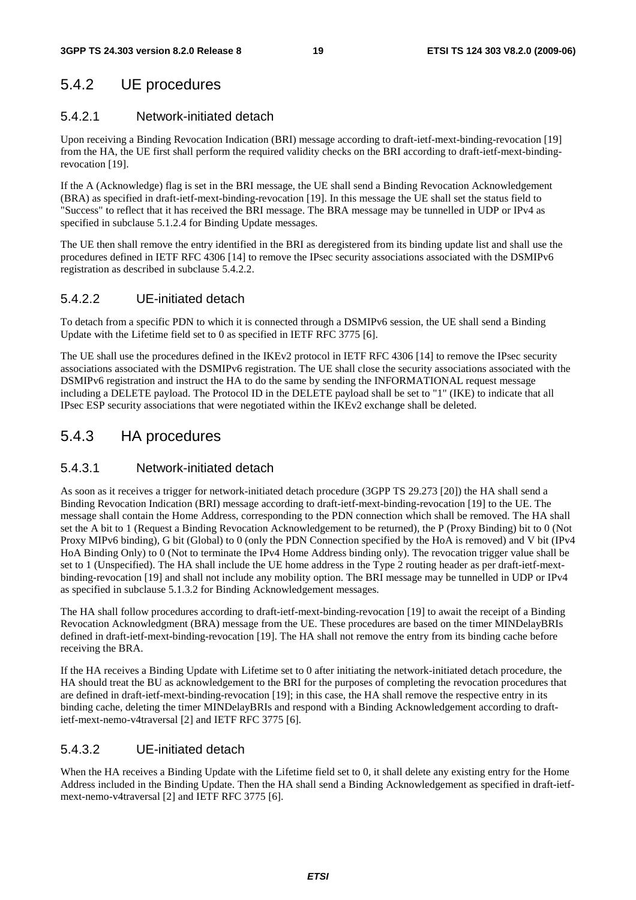## 5.4.2 UE procedures

### 5.4.2.1 Network-initiated detach

Upon receiving a Binding Revocation Indication (BRI) message according to draft-ietf-mext-binding-revocation [19] from the HA, the UE first shall perform the required validity checks on the BRI according to draft-ietf-mext-binding-revocation [19].

If the A (Acknowledge) flag is set in the BRI message, the UE shall send a Binding Revocation Acknowledgement (BRA) as specified in draft-ietf-mext-binding-revocation [19]. In this message the UE shall set the status field to "Success" to reflect that it has received the BRI message. The BRA message may be tunnelled in UDP or IPv4 as specified in subclause 5.1.2.4 for Binding Update messages.

The UE then shall remove the entry identified in the BRI as deregistered from its binding update list and shall use the procedures defined in IETF RFC 4306 [14] to remove the IPsec security associations associated with the DSMIPv6 registration as described in subclause 5.4.2.2.

### 5.4.2.2 UE-initiated detach

To detach from a specific PDN to which it is connected through a DSMIPv6 session, the UE shall send a Binding Update with the Lifetime field set to 0 as specified in IETF RFC 3775 [6].

The UE shall use the procedures defined in the IKEv2 protocol in IETF RFC 4306 [14] to remove the IPsec security associations associated with the DSMIPv6 registration. The UE shall close the security associations associated with the DSMIPv6 registration and instruct the HA to do the same by sending the INFORMATIONAL request message including a DELETE payload. The Protocol ID in the DELETE payload shall be set to "1" (IKE) to indicate that all IPsec ESP security associations that were negotiated within the IKEv2 exchange shall be deleted.

## 5.4.3 HA procedures

### 5.4.3.1 Network-initiated detach

As soon as it receives a trigger for network-initiated detach procedure (3GPP TS 29.273 [20]) the HA shall send a Binding Revocation Indication (BRI) message according to draft-ietf-mext-binding-revocation [19] to the UE. The message shall contain the Home Address, corresponding to the PDN connection which shall be removed. The HA shall set the A bit to 1 (Request a Binding Revocation Acknowledgement to be returned), the P (Proxy Binding) bit to 0 (Not Proxy MIPv6 binding), G bit (Global) to 0 (only the PDN Connection specified by the HoA is removed) and V bit (IPv4 HoA Binding Only) to 0 (Not to terminate the IPv4 Home Address binding only). The revocation trigger value shall be set to 1 (Unspecified). The HA shall include the UE home address in the Type 2 routing header as per draft-ietf-mext-binding-revocation [19] and shall not include any mobility option. The BRI message may be tunnelled in UDP or IPv4 as specified in subclause 5.1.3.2 for Binding Acknowledgement messages.

The HA shall follow procedures according to draft-ietf-mext-binding-revocation [19] to await the receipt of a Binding Revocation Acknowledgment (BRA) message from the UE. These procedures are based on the timer MINDelayBRIs defined in draft-ietf-mext-binding-revocation [19]. The HA shall not remove the entry from its binding cache before receiving the BRA.

If the HA receives a Binding Update with Lifetime set to 0 after initiating the network-initiated detach procedure, the HA should treat the BU as acknowledgement to the BRI for the purposes of completing the revocation procedures that are defined in draft-ietf-mext-binding-revocation [19]; in this case, the HA shall remove the respective entry in its binding cache, deleting the timer MINDelayBRIs and respond with a Binding Acknowledgement according to draft-ietf-mext-nemo-v4traversal [2] and IETF RFC 3775 [6].

### 5.4.3.2 UE-initiated detach

When the HA receives a Binding Update with the Lifetime field set to 0, it shall delete any existing entry for the Home Address included in the Binding Update. Then the HA shall send a Binding Acknowledgement as specified in draft-ietf-mext-nemo-v4traversal [2] and IETF RFC 3775 [6].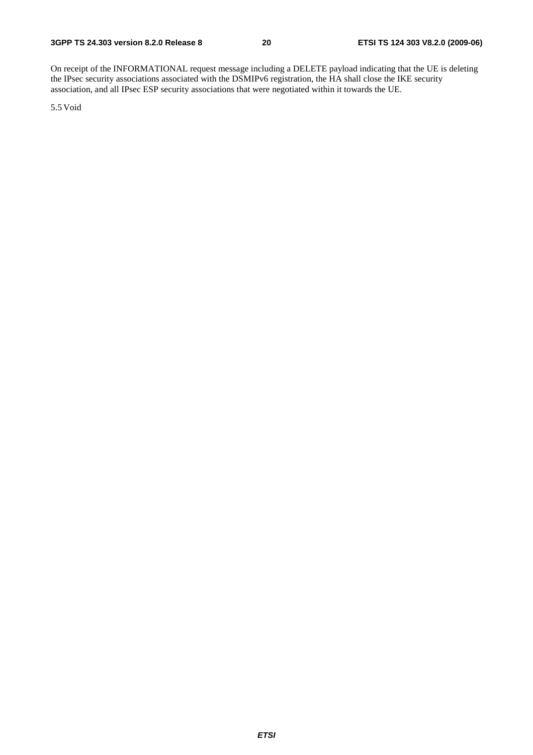On receipt of the INFORMATIONAL request message including a DELETE payload indicating that the UE is deleting the IPsec security associations associated with the DSMIPv6 registration, the HA shall close the IKE security association, and all IPsec ESP security associations that were negotiated within it towards the UE.

## 5.5 Void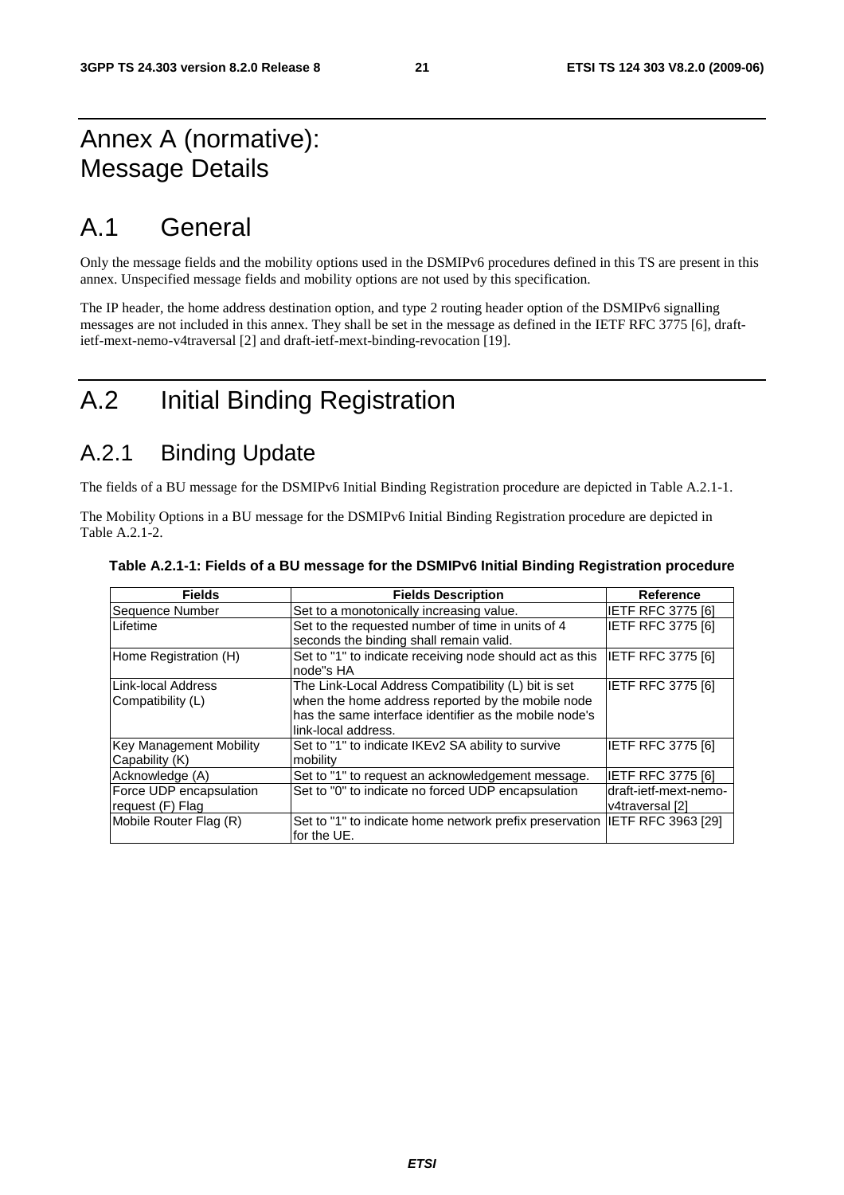# Annex A (normative): Message Details

## A.1 General

Only the message fields and the mobility options used in the DSMIPv6 procedures defined in this TS are present in this annex. Unspecified message fields and mobility options are not used by this specification.

The IP header, the home address destination option, and type 2 routing header option of the DSMIPv6 signalling messages are not included in this annex. They shall be set in the message as defined in the IETF RFC 3775 [6], draft-ietf-mext-nemo-v4traversal [2] and draft-ietf-mext-binding-revocation [19].

# A.2 Initial Binding Registration

## A.2.1 Binding Update

The fields of a BU message for the DSMIPv6 Initial Binding Registration procedure are depicted in Table A.2.1-1.

The Mobility Options in a BU message for the DSMIPv6 Initial Binding Registration procedure are depicted in Table A.2.1-2.

**Table A.2.1-1: Fields of a BU message for the DSMIPv6 Initial Binding Registration procedure**

| Fields | Fields Description | Reference |
|---|---|---|
| Sequence Number | Set to a monotonically increasing value. | IETF RFC 3775 [6] |
| Lifetime | Set to the requested number of time in units of 4 seconds the binding shall remain valid. | IETF RFC 3775 [6] |
| Home Registration (H) | Set to "1" to indicate receiving node should act as this node"s HA | IETF RFC 3775 [6] |
| Link-local Address Compatibility (L) | The Link-Local Address Compatibility (L) bit is set when the home address reported by the mobile node has the same interface identifier as the mobile node's link-local address. | IETF RFC 3775 [6] |
| Key Management Mobility Capability (K) | Set to "1" to indicate IKEv2 SA ability to survive mobility | IETF RFC 3775 [6] |
| Acknowledge (A) | Set to "1" to request an acknowledgement message. | IETF RFC 3775 [6] |
| Force UDP encapsulation request (F) Flag | Set to "0" to indicate no forced UDP encapsulation | draft-ietf-mext-nemo-v4traversal [2] |
| Mobile Router Flag (R) | Set to "1" to indicate home network prefix preservation for the UE. | IETF RFC 3963 [29] |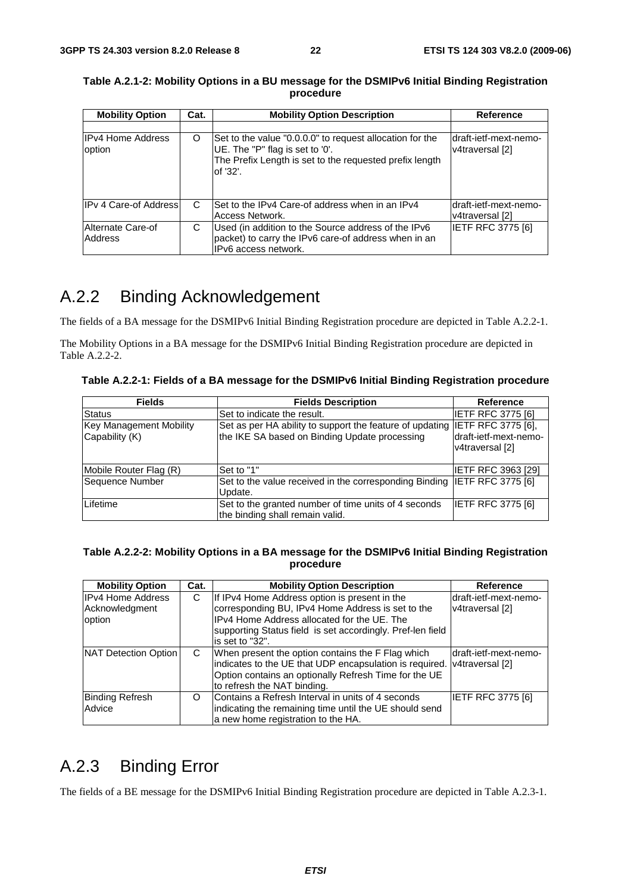**Table A.2.1-2: Mobility Options in a BU message for the DSMIPv6 Initial Binding Registration procedure**

| Mobility Option | Cat. | Mobility Option Description | Reference |
|---|---|---|---|
| | | | |
| IPv4 Home Address option | O | Set to the value "0.0.0.0" to request allocation for the UE. The "P" flag is set to '0'. The Prefix Length is set to the requested prefix length of '32'. | draft-ietf-mext-nemo-v4traversal [2] |
| IPv 4 Care-of Address | C | Set to the IPv4 Care-of address when in an IPv4 Access Network. | draft-ietf-mext-nemo-v4traversal [2] |
| Alternate Care-of Address | C | Used (in addition to the Source address of the IPv6 packet) to carry the IPv6 care-of address when in an IPv6 access network. | IETF RFC 3775 [6] |

# A.2.2 Binding Acknowledgement

The fields of a BA message for the DSMIPv6 Initial Binding Registration procedure are depicted in Table A.2.2-1.

The Mobility Options in a BA message for the DSMIPv6 Initial Binding Registration procedure are depicted in Table A.2.2-2.

**Table A.2.2-1: Fields of a BA message for the DSMIPv6 Initial Binding Registration procedure**

| Fields | Fields Description | Reference |
|---|---|---|
| Status | Set to indicate the result. | IETF RFC 3775 [6] |
| Key Management Mobility Capability (K) | Set as per HA ability to support the feature of updating the IKE SA based on Binding Update processing | IETF RFC 3775 [6], draft-ietf-mext-nemo-v4traversal [2] |
| Mobile Router Flag (R) | Set to "1" | IETF RFC 3963 [29] |
| Sequence Number | Set to the value received in the corresponding Binding Update. | IETF RFC 3775 [6] |
| Lifetime | Set to the granted number of time units of 4 seconds the binding shall remain valid. | IETF RFC 3775 [6] |

**Table A.2.2-2: Mobility Options in a BA message for the DSMIPv6 Initial Binding Registration procedure**

| Mobility Option | Cat. | Mobility Option Description | Reference |
|---|---|---|---|
| IPv4 Home Address Acknowledgment option | C | If IPv4 Home Address option is present in the corresponding BU, IPv4 Home Address is set to the IPv4 Home Address allocated for the UE. The supporting Status field is set accordingly. Pref-len field is set to "32". | draft-ietf-mext-nemo-v4traversal [2] |
| NAT Detection Option | C | When present the option contains the F Flag which indicates to the UE that UDP encapsulation is required. Option contains an optionally Refresh Time for the UE to refresh the NAT binding. | draft-ietf-mext-nemo-v4traversal [2] |
| Binding Refresh Advice | O | Contains a Refresh Interval in units of 4 seconds indicating the remaining time until the UE should send a new home registration to the HA. | IETF RFC 3775 [6] |

# A.2.3 Binding Error

The fields of a BE message for the DSMIPv6 Initial Binding Registration procedure are depicted in Table A.2.3-1.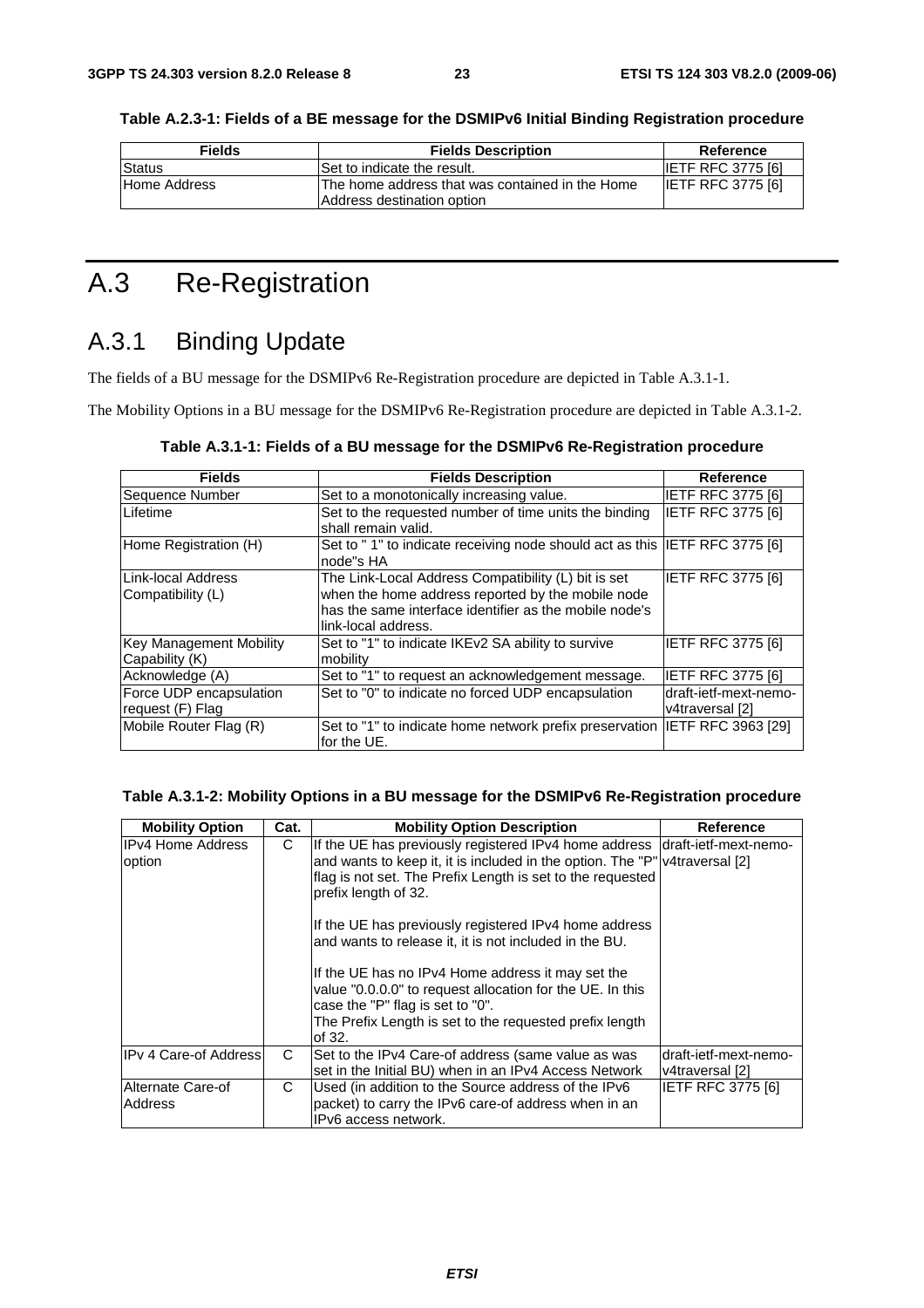**Table A.2.3-1: Fields of a BE message for the DSMIPv6 Initial Binding Registration procedure**

| Fields | Fields Description | Reference |
|---|---|---|
| Status | Set to indicate the result. | IETF RFC 3775 [6] |
| Home Address | The home address that was contained in the Home Address destination option | IETF RFC 3775 [6] |

# A.3 Re-Registration

## A.3.1 Binding Update

The fields of a BU message for the DSMIPv6 Re-Registration procedure are depicted in Table A.3.1-1.

The Mobility Options in a BU message for the DSMIPv6 Re-Registration procedure are depicted in Table A.3.1-2.

**Table A.3.1-1: Fields of a BU message for the DSMIPv6 Re-Registration procedure**

| Fields | Fields Description | Reference |
|---|---|---|
| Sequence Number | Set to a monotonically increasing value. | IETF RFC 3775 [6] |
| Lifetime | Set to the requested number of time units the binding shall remain valid. | IETF RFC 3775 [6] |
| Home Registration (H) | Set to " 1" to indicate receiving node should act as this node"s HA | IETF RFC 3775 [6] |
| Link-local Address Compatibility (L) | The Link-Local Address Compatibility (L) bit is set when the home address reported by the mobile node has the same interface identifier as the mobile node's link-local address. | IETF RFC 3775 [6] |
| Key Management Mobility Capability (K) | Set to "1" to indicate IKEv2 SA ability to survive mobility | IETF RFC 3775 [6] |
| Acknowledge (A) | Set to "1" to request an acknowledgement message. | IETF RFC 3775 [6] |
| Force UDP encapsulation request (F) Flag | Set to "0" to indicate no forced UDP encapsulation | draft-ietf-mext-nemo-v4traversal [2] |
| Mobile Router Flag (R) | Set to "1" to indicate home network prefix preservation for the UE. | IETF RFC 3963 [29] |

**Table A.3.1-2: Mobility Options in a BU message for the DSMIPv6 Re-Registration procedure**

| Mobility Option | Cat. | Mobility Option Description | Reference |
|---|---|---|---|
| IPv4 Home Address option | C | If the UE has previously registered IPv4 home address and wants to keep it, it is included in the option. The "P" flag is not set. The Prefix Length is set to the requested prefix length of 32.<br><br>If the UE has previously registered IPv4 home address and wants to release it, it is not included in the BU.<br><br>If the UE has no IPv4 Home address it may set the value "0.0.0.0" to request allocation for the UE. In this case the "P" flag is set to "0".<br>The Prefix Length is set to the requested prefix length of 32. | draft-ietf-mext-nemo-v4traversal [2] |
| IPv 4 Care-of Address | C | Set to the IPv4 Care-of address (same value as was set in the Initial BU) when in an IPv4 Access Network | draft-ietf-mext-nemo-v4traversal [2] |
| Alternate Care-of Address | C | Used (in addition to the Source address of the IPv6 packet) to carry the IPv6 care-of address when in an IPv6 access network. | IETF RFC 3775 [6] |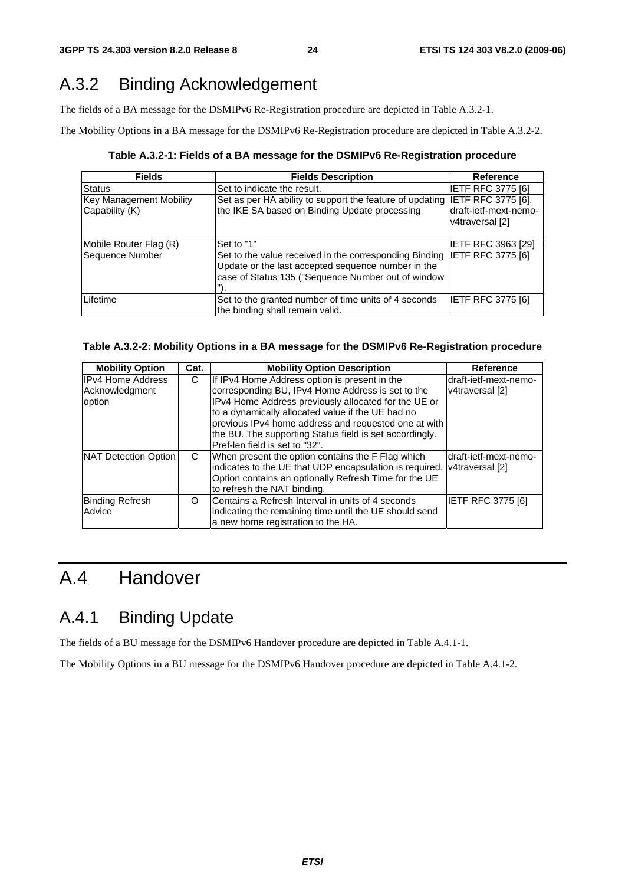## A.3.2 Binding Acknowledgement

The fields of a BA message for the DSMIPv6 Re-Registration procedure are depicted in Table A.3.2-1.

The Mobility Options in a BA message for the DSMIPv6 Re-Registration procedure are depicted in Table A.3.2-2.

**Table A.3.2-1: Fields of a BA message for the DSMIPv6 Re-Registration procedure**

| Fields | Fields Description | Reference |
|---|---|---|
| Status | Set to indicate the result. | IETF RFC 3775 [6] |
| Key Management Mobility Capability (K) | Set as per HA ability to support the feature of updating the IKE SA based on Binding Update processing | IETF RFC 3775 [6], draft-ietf-mext-nemo-v4traversal [2] |
| Mobile Router Flag (R) | Set to "1" | IETF RFC 3963 [29] |
| Sequence Number | Set to the value received in the corresponding Binding Update or the last accepted sequence number in the case of Status 135 ("Sequence Number out of window"). | IETF RFC 3775 [6] |
| Lifetime | Set to the granted number of time units of 4 seconds the binding shall remain valid. | IETF RFC 3775 [6] |

**Table A.3.2-2: Mobility Options in a BA message for the DSMIPv6 Re-Registration procedure**

| Mobility Option | Cat. | Mobility Option Description | Reference |
|---|---|---|---|
| IPv4 Home Address Acknowledgment option | C | If IPv4 Home Address option is present in the corresponding BU, IPv4 Home Address is set to the IPv4 Home Address previously allocated for the UE or to a dynamically allocated value if the UE had no previous IPv4 home address and requested one at with the BU. The supporting Status field is set accordingly. Pref-len field is set to "32". | draft-ietf-mext-nemo-v4traversal [2] |
| NAT Detection Option | C | When present the option contains the F Flag which indicates to the UE that UDP encapsulation is required. Option contains an optionally Refresh Time for the UE to refresh the NAT binding. | draft-ietf-mext-nemo-v4traversal [2] |
| Binding Refresh Advice | O | Contains a Refresh Interval in units of 4 seconds indicating the remaining time until the UE should send a new home registration to the HA. | IETF RFC 3775 [6] |

# A.4 Handover

## A.4.1 Binding Update

The fields of a BU message for the DSMIPv6 Handover procedure are depicted in Table A.4.1-1.

The Mobility Options in a BU message for the DSMIPv6 Handover procedure are depicted in Table A.4.1-2.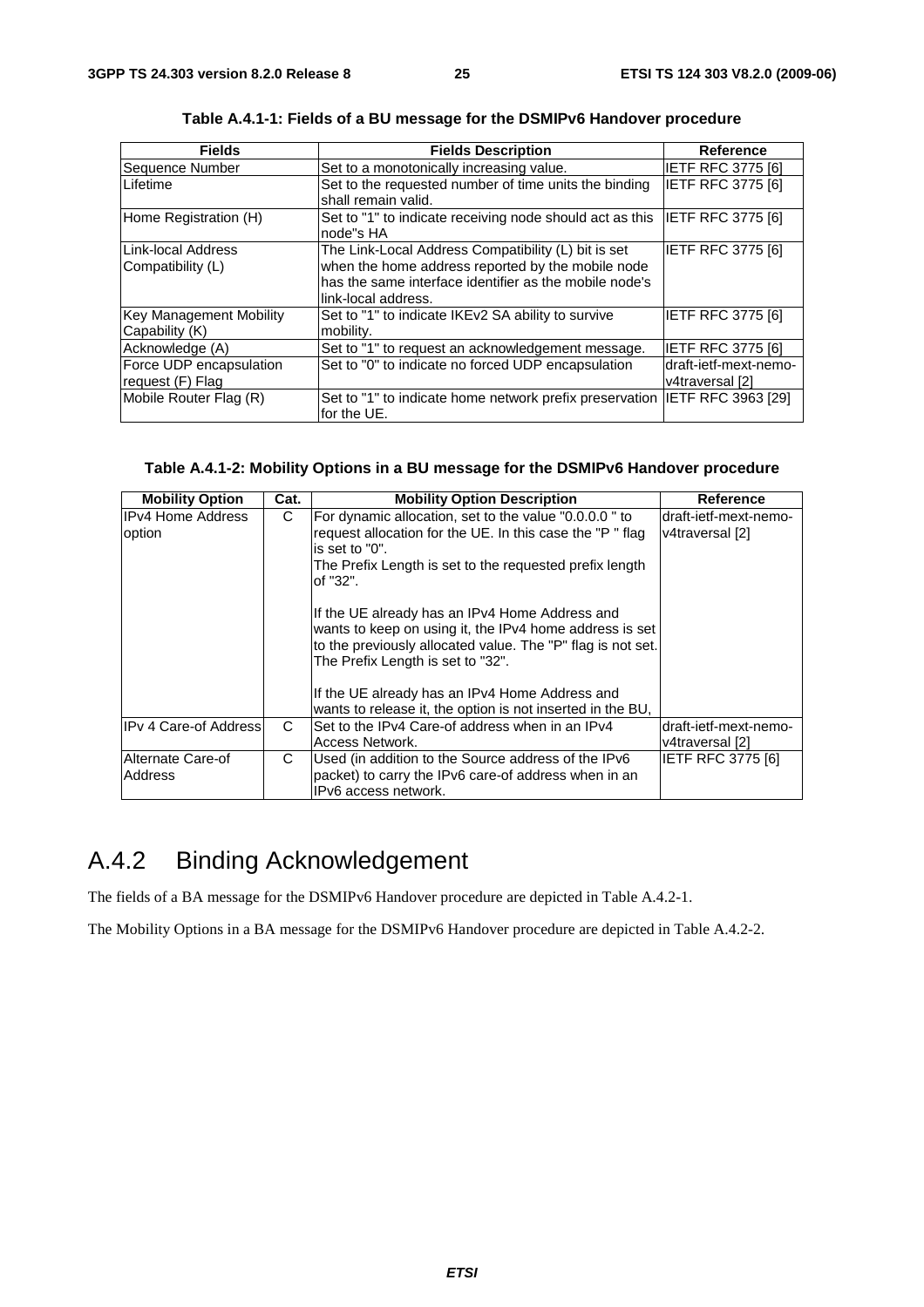**Table A.4.1-1: Fields of a BU message for the DSMIPv6 Handover procedure**

| Fields | Fields Description | Reference |
|---|---|---|
| Sequence Number | Set to a monotonically increasing value. | IETF RFC 3775 [6] |
| Lifetime | Set to the requested number of time units the binding shall remain valid. | IETF RFC 3775 [6] |
| Home Registration (H) | Set to "1" to indicate receiving node should act as this node"s HA | IETF RFC 3775 [6] |
| Link-local Address Compatibility (L) | The Link-Local Address Compatibility (L) bit is set when the home address reported by the mobile node has the same interface identifier as the mobile node's link-local address. | IETF RFC 3775 [6] |
| Key Management Mobility Capability (K) | Set to "1" to indicate IKEv2 SA ability to survive mobility. | IETF RFC 3775 [6] |
| Acknowledge (A) | Set to "1" to request an acknowledgement message. | IETF RFC 3775 [6] |
| Force UDP encapsulation request (F) Flag | Set to "0" to indicate no forced UDP encapsulation | draft-ietf-mext-nemo-v4traversal [2] |
| Mobile Router Flag (R) | Set to "1" to indicate home network prefix preservation for the UE. | IETF RFC 3963 [29] |

**Table A.4.1-2: Mobility Options in a BU message for the DSMIPv6 Handover procedure**

| Mobility Option | Cat. | Mobility Option Description | Reference |
|---|---|---|---|
| IPv4 Home Address option | C | For dynamic allocation, set to the value "0.0.0.0 " to request allocation for the UE. In this case the "P " flag is set to "0".<br>The Prefix Length is set to the requested prefix length of "32".<br><br>If the UE already has an IPv4 Home Address and wants to keep on using it, the IPv4 home address is set to the previously allocated value. The "P" flag is not set. The Prefix Length is set to "32".<br><br>If the UE already has an IPv4 Home Address and wants to release it, the option is not inserted in the BU, | draft-ietf-mext-nemo-v4traversal [2] |
| IPv 4 Care-of Address | C | Set to the IPv4 Care-of address when in an IPv4 Access Network. | draft-ietf-mext-nemo-v4traversal [2] |
| Alternate Care-of Address | C | Used (in addition to the Source address of the IPv6 packet) to carry the IPv6 care-of address when in an IPv6 access network. | IETF RFC 3775 [6] |

## A.4.2 Binding Acknowledgement

The fields of a BA message for the DSMIPv6 Handover procedure are depicted in Table A.4.2-1.

The Mobility Options in a BA message for the DSMIPv6 Handover procedure are depicted in Table A.4.2-2.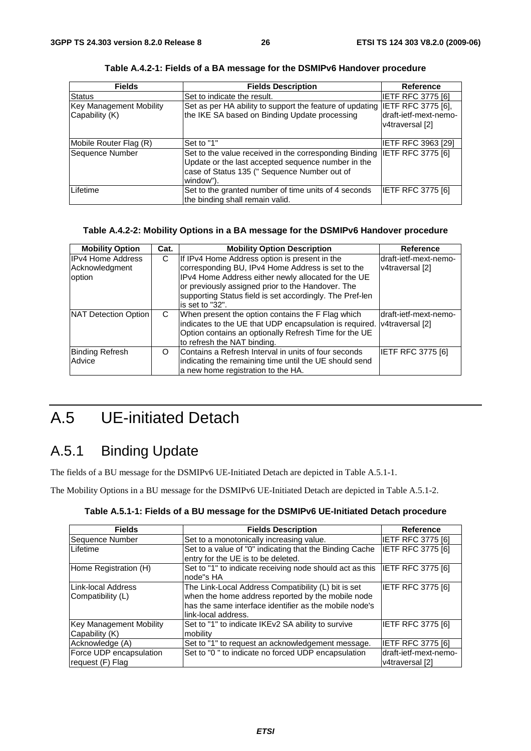**Table A.4.2-1: Fields of a BA message for the DSMIPv6 Handover procedure**

| Fields | Fields Description | Reference |
|---|---|---|
| Status | Set to indicate the result. | IETF RFC 3775 [6] |
| Key Management Mobility Capability (K) | Set as per HA ability to support the feature of updating the IKE SA based on Binding Update processing | IETF RFC 3775 [6], draft-ietf-mext-nemo-v4traversal [2] |
| Mobile Router Flag (R) | Set to "1" | IETF RFC 3963 [29] |
| Sequence Number | Set to the value received in the corresponding Binding Update or the last accepted sequence number in the case of Status 135 (" Sequence Number out of window"). | IETF RFC 3775 [6] |
| Lifetime | Set to the granted number of time units of 4 seconds the binding shall remain valid. | IETF RFC 3775 [6] |

**Table A.4.2-2: Mobility Options in a BA message for the DSMIPv6 Handover procedure**

| Mobility Option | Cat. | Mobility Option Description | Reference |
|---|---|---|---|
| IPv4 Home Address Acknowledgment option | C | If IPv4 Home Address option is present in the corresponding BU, IPv4 Home Address is set to the IPv4 Home Address either newly allocated for the UE or previously assigned prior to the Handover. The supporting Status field is set accordingly. The Pref-len is set to "32". | draft-ietf-mext-nemo-v4traversal [2] |
| NAT Detection Option | C | When present the option contains the F Flag which indicates to the UE that UDP encapsulation is required. Option contains an optionally Refresh Time for the UE to refresh the NAT binding. | draft-ietf-mext-nemo-v4traversal [2] |
| Binding Refresh Advice | O | Contains a Refresh Interval in units of four seconds indicating the remaining time until the UE should send a new home registration to the HA. | IETF RFC 3775 [6] |

# A.5 UE-initiated Detach

## A.5.1 Binding Update

The fields of a BU message for the DSMIPv6 UE-Initiated Detach are depicted in Table A.5.1-1.

The Mobility Options in a BU message for the DSMIPv6 UE-Initiated Detach are depicted in Table A.5.1-2.

**Table A.5.1-1: Fields of a BU message for the DSMIPv6 UE-Initiated Detach procedure**

| Fields | Fields Description | Reference |
|---|---|---|
| Sequence Number | Set to a monotonically increasing value. | IETF RFC 3775 [6] |
| Lifetime | Set to a value of "0" indicating that the Binding Cache entry for the UE is to be deleted. | IETF RFC 3775 [6] |
| Home Registration (H) | Set to "1" to indicate receiving node should act as this node"s HA | IETF RFC 3775 [6] |
| Link-local Address Compatibility (L) | The Link-Local Address Compatibility (L) bit is set when the home address reported by the mobile node has the same interface identifier as the mobile node's link-local address. | IETF RFC 3775 [6] |
| Key Management Mobility Capability (K) | Set to "1" to indicate IKEv2 SA ability to survive mobility | IETF RFC 3775 [6] |
| Acknowledge (A) | Set to "1" to request an acknowledgement message. | IETF RFC 3775 [6] |
| Force UDP encapsulation request (F) Flag | Set to "0 " to indicate no forced UDP encapsulation | draft-ietf-mext-nemo-v4traversal [2] |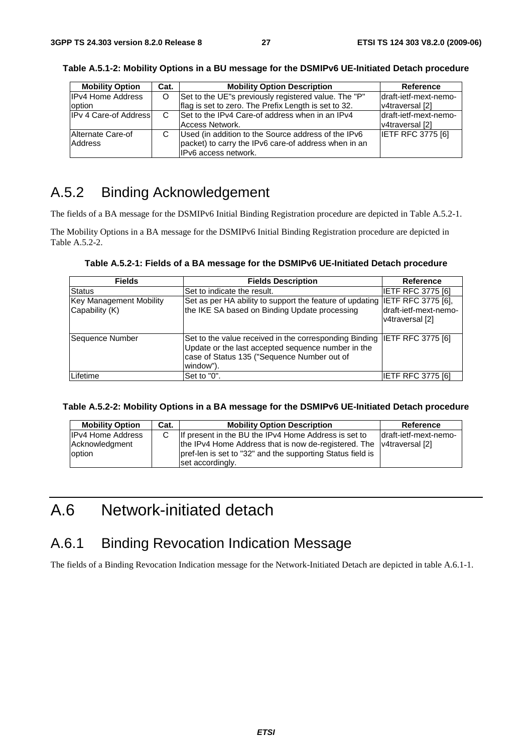**Table A.5.1-2: Mobility Options in a BU message for the DSMIPv6 UE-Initiated Detach procedure**

| Mobility Option | Cat. | Mobility Option Description | Reference |
|---|---|---|---|
| IPv4 Home Address option | O | Set to the UE"s previously registered value. The "P" flag is set to zero. The Prefix Length is set to 32. | draft-ietf-mext-nemo-v4traversal [2] |
| IPv 4 Care-of Address | C | Set to the IPv4 Care-of address when in an IPv4 Access Network. | draft-ietf-mext-nemo-v4traversal [2] |
| Alternate Care-of Address | C | Used (in addition to the Source address of the IPv6 packet) to carry the IPv6 care-of address when in an IPv6 access network. | IETF RFC 3775 [6] |

## A.5.2 Binding Acknowledgement

The fields of a BA message for the DSMIPv6 Initial Binding Registration procedure are depicted in Table A.5.2-1.

The Mobility Options in a BA message for the DSMIPv6 Initial Binding Registration procedure are depicted in Table A.5.2-2.

**Table A.5.2-1: Fields of a BA message for the DSMIPv6 UE-Initiated Detach procedure**

| Fields | Fields Description | Reference |
|---|---|---|
| Status | Set to indicate the result. | IETF RFC 3775 [6] |
| Key Management Mobility Capability (K) | Set as per HA ability to support the feature of updating the IKE SA based on Binding Update processing | IETF RFC 3775 [6], draft-ietf-mext-nemo-v4traversal [2] |
| Sequence Number | Set to the value received in the corresponding Binding Update or the last accepted sequence number in the case of Status 135 ("Sequence Number out of window"). | IETF RFC 3775 [6] |
| Lifetime | Set to "0". | IETF RFC 3775 [6] |

**Table A.5.2-2: Mobility Options in a BA message for the DSMIPv6 UE-Initiated Detach procedure**

| Mobility Option | Cat. | Mobility Option Description | Reference |
|---|---|---|---|
| IPv4 Home Address Acknowledgment option | C | If present in the BU the IPv4 Home Address is set to the IPv4 Home Address that is now de-registered. The pref-len is set to "32" and the supporting Status field is set accordingly. | draft-ietf-mext-nemo-v4traversal [2] |

# A.6 Network-initiated detach

## A.6.1 Binding Revocation Indication Message

The fields of a Binding Revocation Indication message for the Network-Initiated Detach are depicted in table A.6.1-1.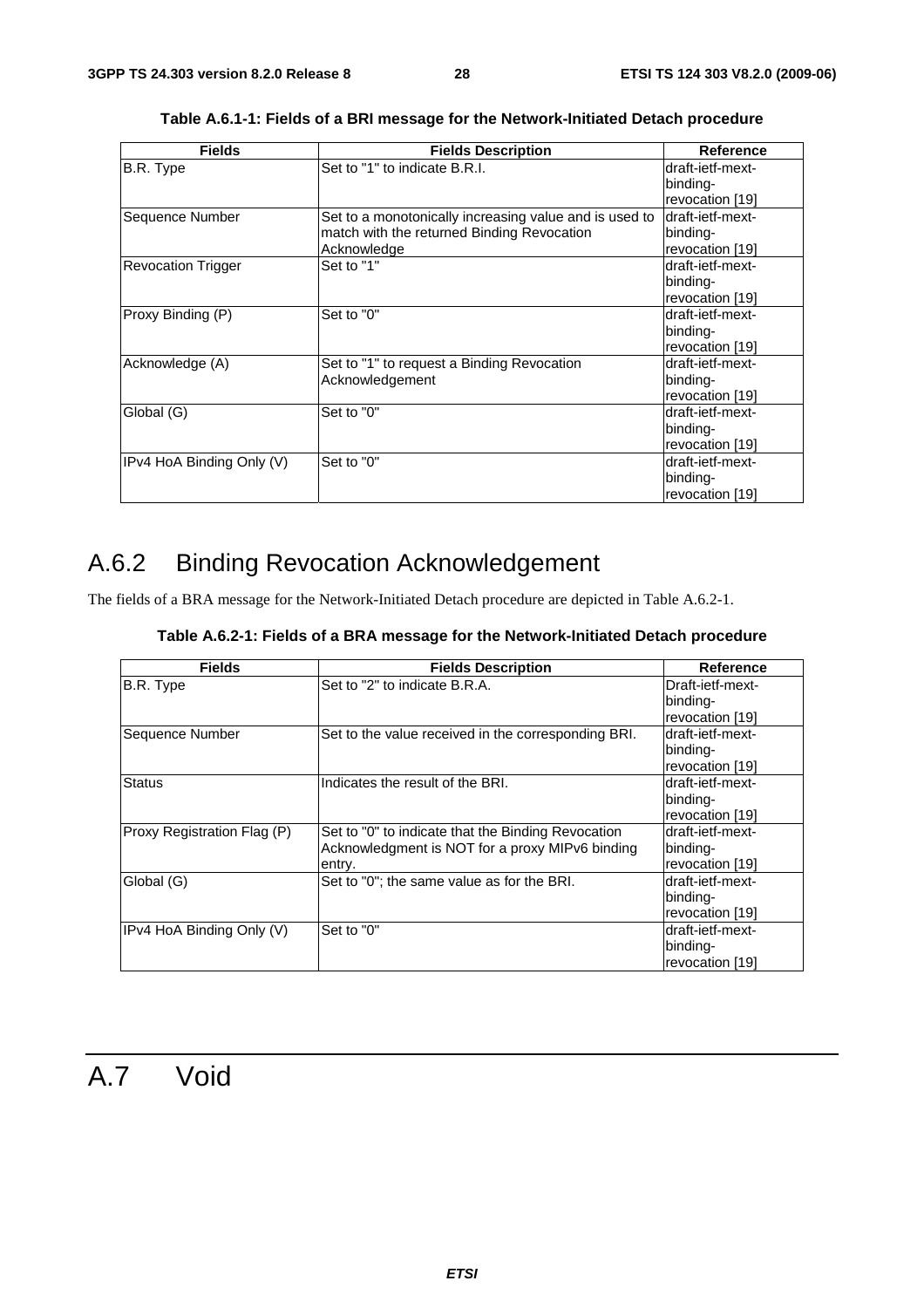**Table A.6.1-1: Fields of a BRI message for the Network-Initiated Detach procedure**

| Fields | Fields Description | Reference |
| --- | --- | --- |
| B.R. Type | Set to "1" to indicate B.R.I. | draft-ietf-mext-binding-revocation [19] |
| Sequence Number | Set to a monotonically increasing value and is used to match with the returned Binding Revocation Acknowledge | draft-ietf-mext-binding-revocation [19] |
| Revocation Trigger | Set to "1" | draft-ietf-mext-binding-revocation [19] |
| Proxy Binding (P) | Set to "0" | draft-ietf-mext-binding-revocation [19] |
| Acknowledge (A) | Set to "1" to request a Binding Revocation Acknowledgement | draft-ietf-mext-binding-revocation [19] |
| Global (G) | Set to "0" | draft-ietf-mext-binding-revocation [19] |
| IPv4 HoA Binding Only (V) | Set to "0" | draft-ietf-mext-binding-revocation [19] |

## A.6.2 Binding Revocation Acknowledgement

The fields of a BRA message for the Network-Initiated Detach procedure are depicted in Table A.6.2-1.

**Table A.6.2-1: Fields of a BRA message for the Network-Initiated Detach procedure**

| Fields | Fields Description | Reference |
| --- | --- | --- |
| B.R. Type | Set to "2" to indicate B.R.A. | Draft-ietf-mext-binding-revocation [19] |
| Sequence Number | Set to the value received in the corresponding BRI. | draft-ietf-mext-binding-revocation [19] |
| Status | Indicates the result of the BRI. | draft-ietf-mext-binding-revocation [19] |
| Proxy Registration Flag (P) | Set to "0" to indicate that the Binding Revocation Acknowledgment is NOT for a proxy MIPv6 binding entry. | draft-ietf-mext-binding-revocation [19] |
| Global (G) | Set to "0"; the same value as for the BRI. | draft-ietf-mext-binding-revocation [19] |
| IPv4 HoA Binding Only (V) | Set to "0" | draft-ietf-mext-binding-revocation [19] |

# A.7 Void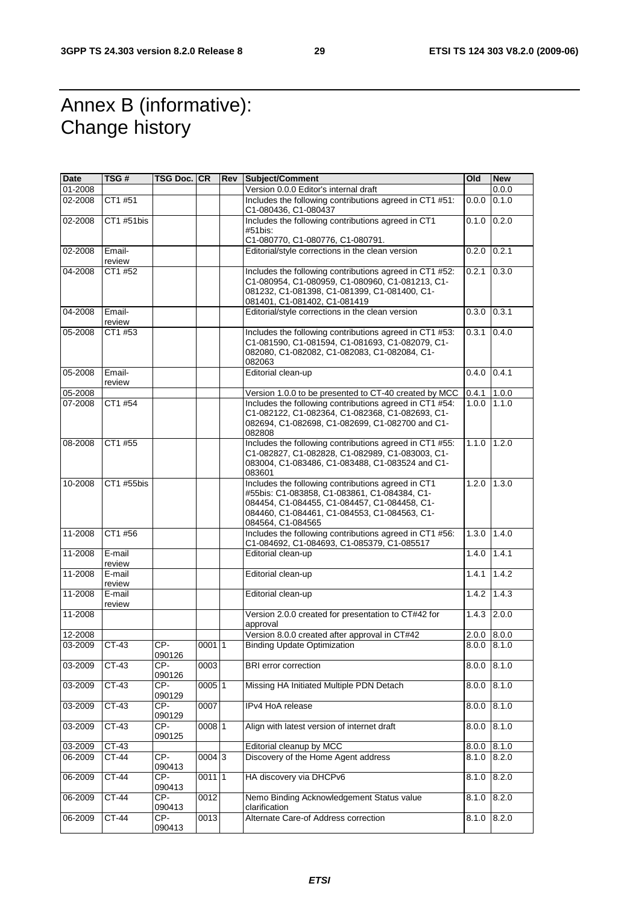# Annex B (informative): Change history

| Date | TSG # | TSG Doc. | CR | Rev | Subject/Comment | Old | New |
|---|---|---|---|---|---|---|---|
| 01-2008 | | | | | Version 0.0.0 Editor's internal draft | | 0.0.0 |
| 02-2008 | CT1 #51 | | | | Includes the following contributions agreed in CT1 #51: C1-080436, C1-080437 | 0.0.0 | 0.1.0 |
| 02-2008 | CT1 #51bis | | | | Includes the following contributions agreed in CT1 #51bis: C1-080770, C1-080776, C1-080791. | 0.1.0 | 0.2.0 |
| 02-2008 | Email-review | | | | Editorial/style corrections in the clean version | 0.2.0 | 0.2.1 |
| 04-2008 | CT1 #52 | | | | Includes the following contributions agreed in CT1 #52: C1-080954, C1-080959, C1-080960, C1-081213, C1-081232, C1-081398, C1-081399, C1-081400, C1-081401, C1-081402, C1-081419 | 0.2.1 | 0.3.0 |
| 04-2008 | Email-review | | | | Editorial/style corrections in the clean version | 0.3.0 | 0.3.1 |
| 05-2008 | CT1 #53 | | | | Includes the following contributions agreed in CT1 #53: C1-081590, C1-081594, C1-081693, C1-082079, C1-082080, C1-082082, C1-082083, C1-082084, C1-082063 | 0.3.1 | 0.4.0 |
| 05-2008 | Email-review | | | | Editorial clean-up | 0.4.0 | 0.4.1 |
| 05-2008 | | | | | Version 1.0.0 to be presented to CT-40 created by MCC | 0.4.1 | 1.0.0 |
| 07-2008 | CT1 #54 | | | | Includes the following contributions agreed in CT1 #54: C1-082122, C1-082364, C1-082368, C1-082693, C1-082694, C1-082698, C1-082699, C1-082700 and C1-082808 | 1.0.0 | 1.1.0 |
| 08-2008 | CT1 #55 | | | | Includes the following contributions agreed in CT1 #55: C1-082827, C1-082828, C1-082989, C1-083003, C1-083004, C1-083486, C1-083488, C1-083524 and C1-083601 | 1.1.0 | 1.2.0 |
| 10-2008 | CT1 #55bis | | | | Includes the following contributions agreed in CT1 #55bis: C1-083858, C1-083861, C1-084384, C1-084454, C1-084455, C1-084457, C1-084458, C1-084460, C1-084461, C1-084553, C1-084563, C1-084564, C1-084565 | 1.2.0 | 1.3.0 |
| 11-2008 | CT1 #56 | | | | Includes the following contributions agreed in CT1 #56: C1-084692, C1-084693, C1-085379, C1-085517 | 1.3.0 | 1.4.0 |
| 11-2008 | E-mail review | | | | Editorial clean-up | 1.4.0 | 1.4.1 |
| 11-2008 | E-mail review | | | | Editorial clean-up | 1.4.1 | 1.4.2 |
| 11-2008 | E-mail review | | | | Editorial clean-up | 1.4.2 | 1.4.3 |
| 11-2008 | | | | | Version 2.0.0 created for presentation to CT#42 for approval | 1.4.3 | 2.0.0 |
| 12-2008 | | | | | Version 8.0.0 created after approval in CT#42 | 2.0.0 | 8.0.0 |
| 03-2009 | CT-43 | CP-090126 | 0001 | 1 | Binding Update Optimization | 8.0.0 | 8.1.0 |
| 03-2009 | CT-43 | CP-090126 | 0003 | | BRI error correction | 8.0.0 | 8.1.0 |
| 03-2009 | CT-43 | CP-090129 | 0005 | 1 | Missing HA Initiated Multiple PDN Detach | 8.0.0 | 8.1.0 |
| 03-2009 | CT-43 | CP-090129 | 0007 | | IPv4 HoA release | 8.0.0 | 8.1.0 |
| 03-2009 | CT-43 | CP-090125 | 0008 | 1 | Align with latest version of internet draft | 8.0.0 | 8.1.0 |
| 03-2009 | CT-43 | | | | Editorial cleanup by MCC | 8.0.0 | 8.1.0 |
| 06-2009 | CT-44 | CP-090413 | 0004 | 3 | Discovery of the Home Agent address | 8.1.0 | 8.2.0 |
| 06-2009 | CT-44 | CP-090413 | 0011 | 1 | HA discovery via DHCPv6 | 8.1.0 | 8.2.0 |
| 06-2009 | CT-44 | CP-090413 | 0012 | | Nemo Binding Acknowledgement Status value clarification | 8.1.0 | 8.2.0 |
| 06-2009 | CT-44 | CP-090413 | 0013 | | Alternate Care-of Address correction | 8.1.0 | 8.2.0 |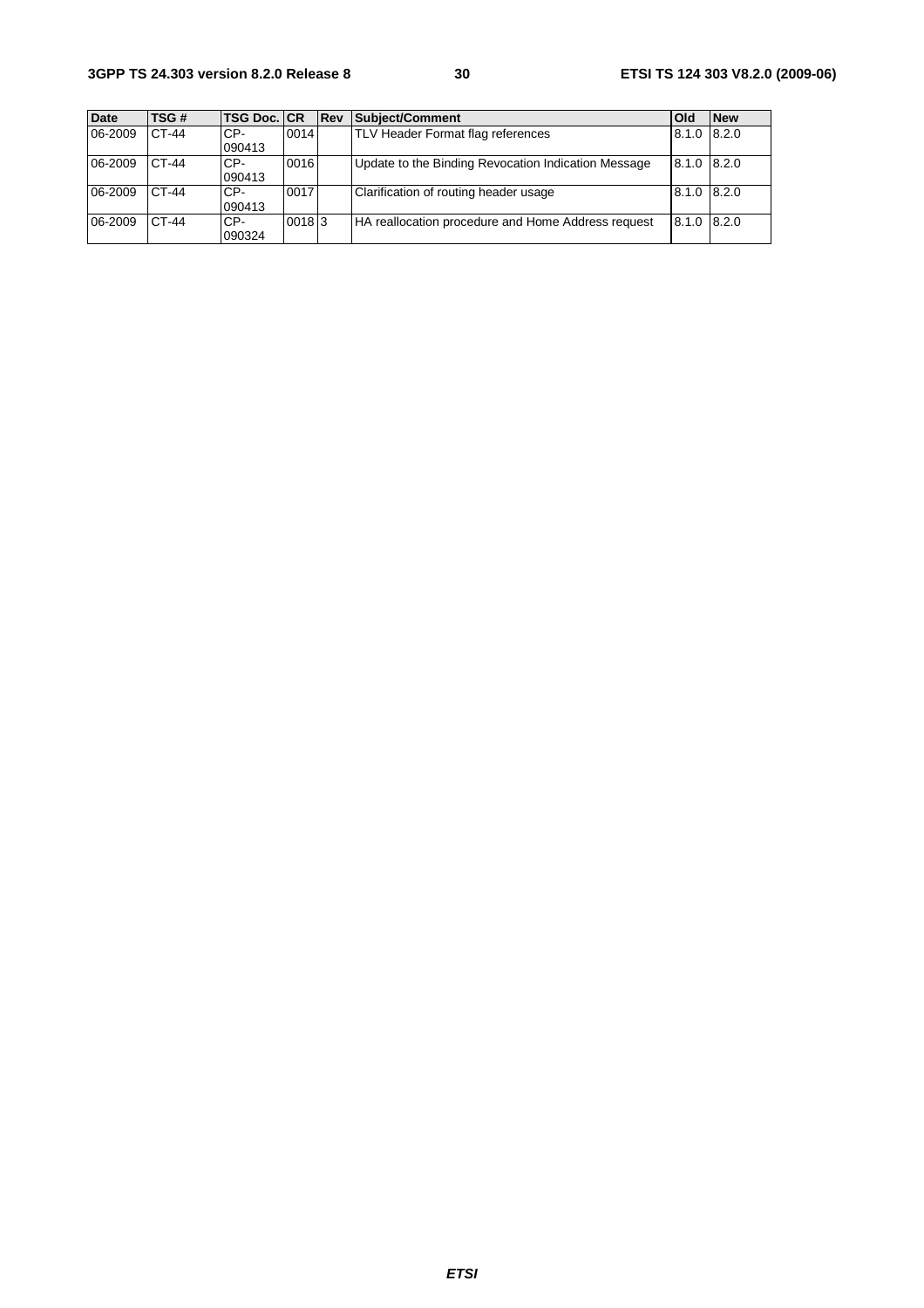| Date | TSG # | TSG Doc. | CR | Rev | Subject/Comment | Old | New |
|---|---|---|---|---|---|---|---|
| 06-2009 | CT-44 | CP-090413 | 0014 | | TLV Header Format flag references | 8.1.0 | 8.2.0 |
| 06-2009 | CT-44 | CP-090413 | 0016 | | Update to the Binding Revocation Indication Message | 8.1.0 | 8.2.0 |
| 06-2009 | CT-44 | CP-090413 | 0017 | | Clarification of routing header usage | 8.1.0 | 8.2.0 |
| 06-2009 | CT-44 | CP-090324 | 0018 | 3 | HA reallocation procedure and Home Address request | 8.1.0 | 8.2.0 |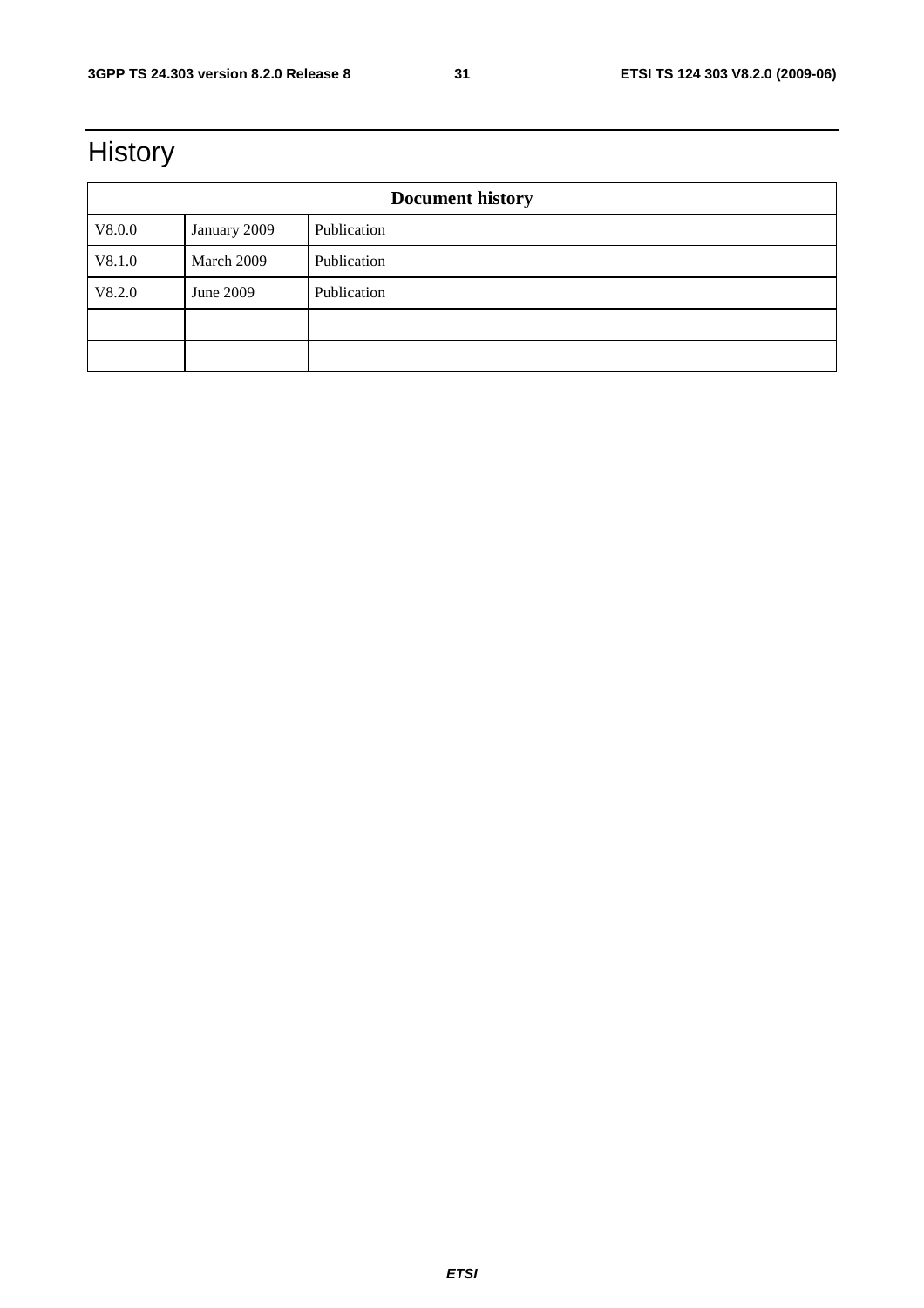# History

| Document history | | |
|---|---|---|
| V8.0.0 | January 2009 | Publication |
| V8.1.0 | March 2009 | Publication |
| V8.2.0 | June 2009 | Publication |
| | | |
| | | |